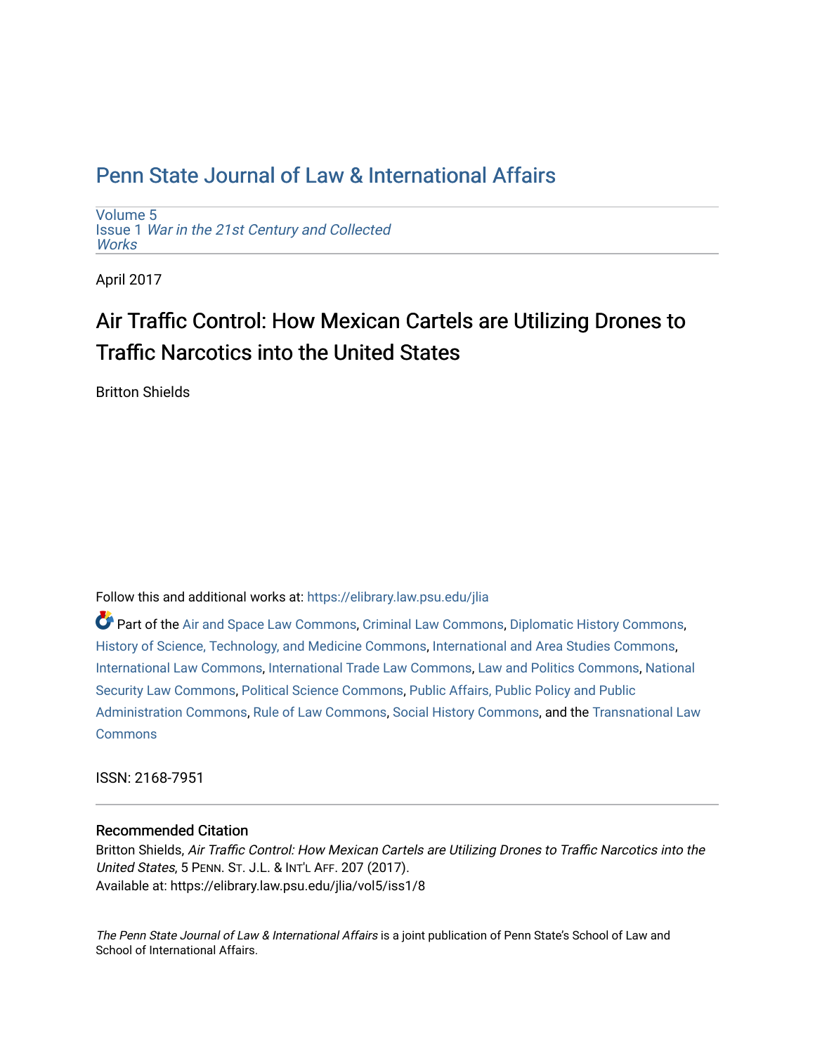# Penn State Journal of Law & International Affairs

Volume 5
Issue 1 *War in the 21st Century and Collected Works*

April 2017

## Air Traffic Control: How Mexican Cartels are Utilizing Drones to Traffic Narcotics into the United States

Britton Shields

Follow this and additional works at: https://elibrary.law.psu.edu/jlia

Part of the Air and Space Law Commons, Criminal Law Commons, Diplomatic History Commons, History of Science, Technology, and Medicine Commons, International and Area Studies Commons, International Law Commons, International Trade Law Commons, Law and Politics Commons, National Security Law Commons, Political Science Commons, Public Affairs, Public Policy and Public Administration Commons, Rule of Law Commons, Social History Commons, and the Transnational Law Commons

ISSN: 2168-7951

### Recommended Citation

Britton Shields, *Air Traffic Control: How Mexican Cartels are Utilizing Drones to Traffic Narcotics into the United States*, 5 PENN. ST. J.L. & INT'L AFF. 207 (2017).
Available at: https://elibrary.law.psu.edu/jlia/vol5/iss1/8

*The Penn State Journal of Law & International Affairs* is a joint publication of Penn State's School of Law and School of International Affairs.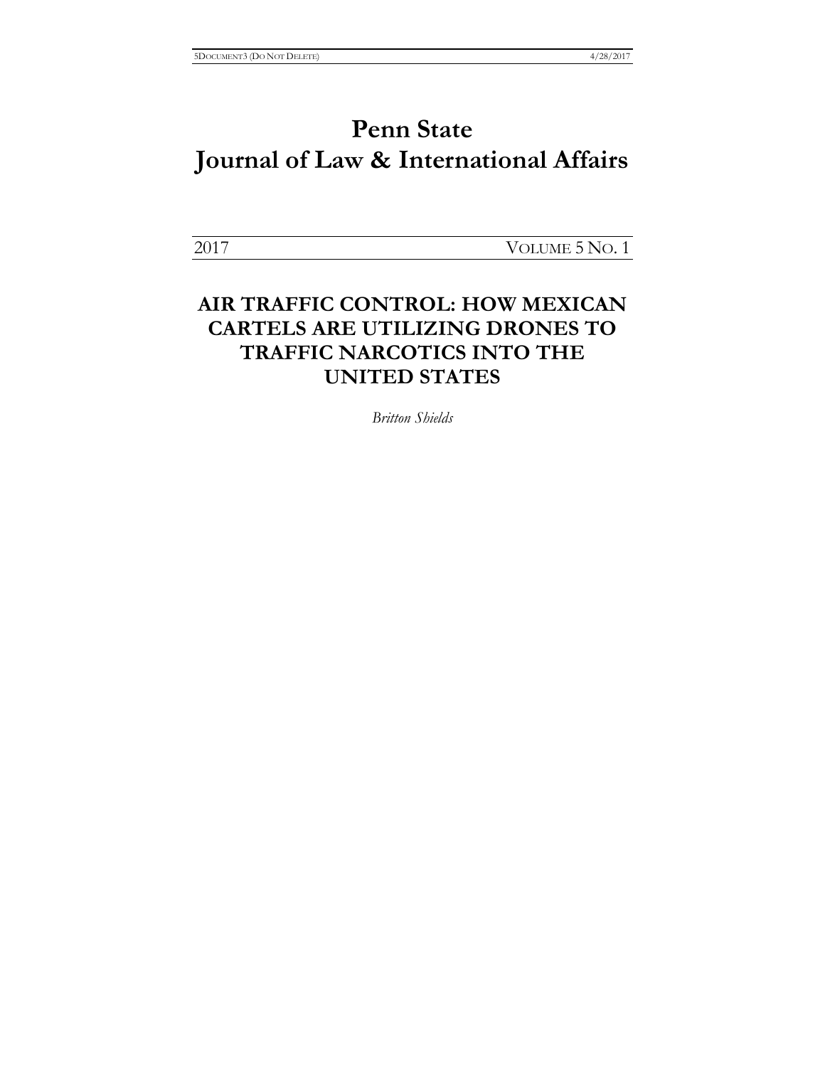# Penn State
# Journal of Law & International Affairs

2017 VOLUME 5 NO. 1

## AIR TRAFFIC CONTROL: HOW MEXICAN CARTELS ARE UTILIZING DRONES TO TRAFFIC NARCOTICS INTO THE UNITED STATES

*Britton Shields*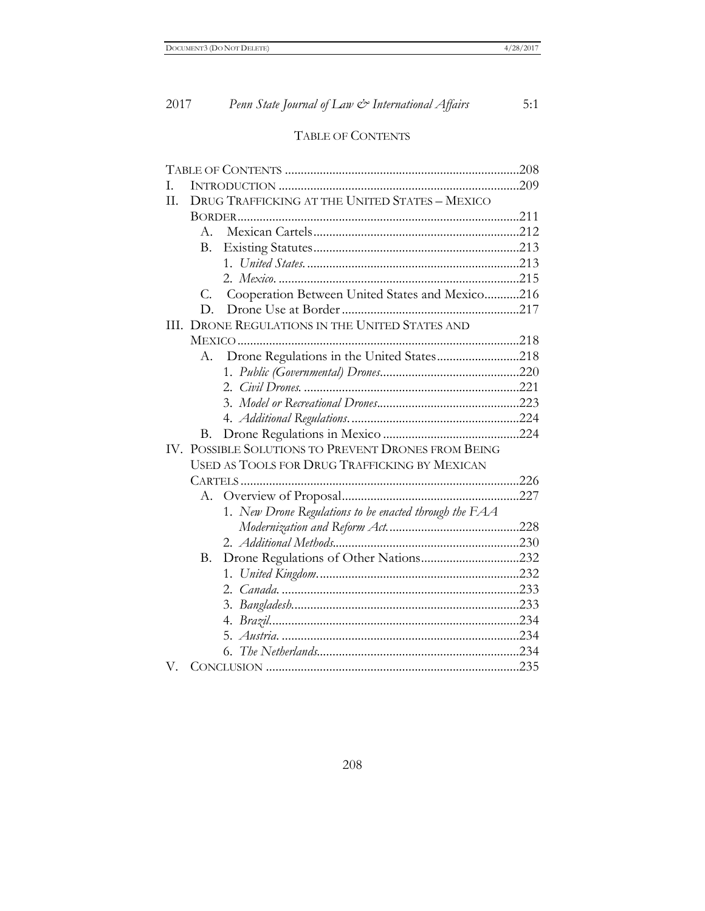## TABLE OF CONTENTS

TABLE OF CONTENTS .......... 208

I. INTRODUCTION .......... 209

II. DRUG TRAFFICKING AT THE UNITED STATES – MEXICO BORDER .......... 211

- A. Mexican Cartels .......... 212
- B. Existing Statutes .......... 213
  1. *United States.* .......... 213
  2. *Mexico.* .......... 215
- C. Cooperation Between United States and Mexico .......... 216
- D. Drone Use at Border .......... 217

III. DRONE REGULATIONS IN THE UNITED STATES AND MEXICO .......... 218

- A. Drone Regulations in the United States .......... 218
  1. *Public (Governmental) Drones* .......... 220
  2. *Civil Drones.* .......... 221
  3. *Model or Recreational Drones* .......... 223
  4. *Additional Regulations.* .......... 224
- B. Drone Regulations in Mexico .......... 224

IV. POSSIBLE SOLUTIONS TO PREVENT DRONES FROM BEING USED AS TOOLS FOR DRUG TRAFFICKING BY MEXICAN CARTELS .......... 226

- A. Overview of Proposal .......... 227
  1. *New Drone Regulations to be enacted through the FAA Modernization and Reform Act.* .......... 228
  2. *Additional Methods* .......... 230
- B. Drone Regulations of Other Nations .......... 232
  1. *United Kingdom.* .......... 232
  2. *Canada.* .......... 233
  3. *Bangladesh* .......... 233
  4. *Brazil* .......... 234
  5. *Austria.* .......... 234
  6. *The Netherlands* .......... 234

V. CONCLUSION .......... 235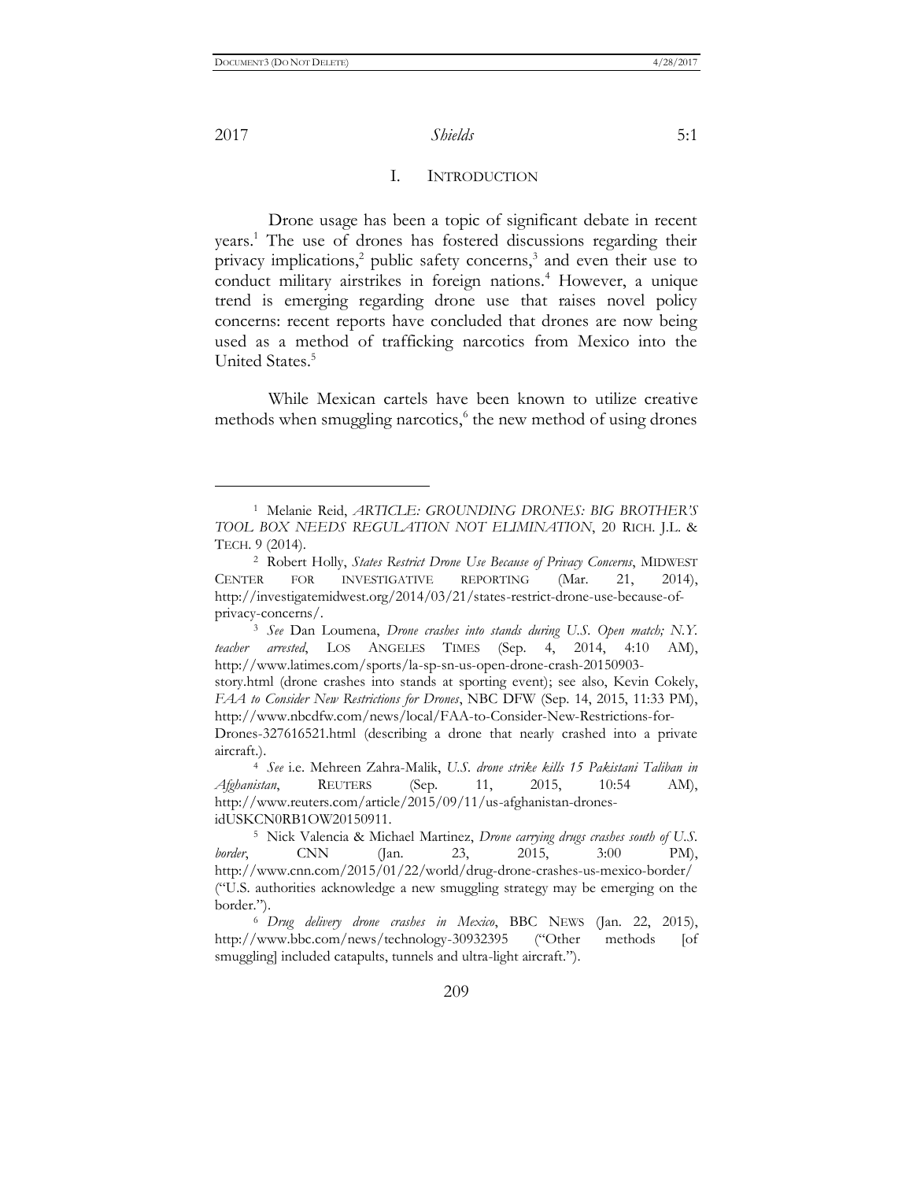## I. INTRODUCTION

Drone usage has been a topic of significant debate in recent years.[1] The use of drones has fostered discussions regarding their privacy implications,[2] public safety concerns,[3] and even their use to conduct military airstrikes in foreign nations.[4] However, a unique trend is emerging regarding drone use that raises novel policy concerns: recent reports have concluded that drones are now being used as a method of trafficking narcotics from Mexico into the United States.[5]

While Mexican cartels have been known to utilize creative methods when smuggling narcotics,[6] the new method of using drones

---

[1] Melanie Reid, *ARTICLE: GROUNDING DRONES: BIG BROTHER'S TOOL BOX NEEDS REGULATION NOT ELIMINATION*, 20 RICH. J.L. & TECH. 9 (2014).

[2] Robert Holly, *States Restrict Drone Use Because of Privacy Concerns*, MIDWEST CENTER FOR INVESTIGATIVE REPORTING (Mar. 21, 2014), http://investigatemidwest.org/2014/03/21/states-restrict-drone-use-because-of-privacy-concerns/.

[3] *See* Dan Loumena, *Drone crashes into stands during U.S. Open match; N.Y. teacher arrested*, LOS ANGELES TIMES (Sep. 4, 2014, 4:10 AM), http://www.latimes.com/sports/la-sp-sn-us-open-drone-crash-20150903-story.html (drone crashes into stands at sporting event); see also, Kevin Cokely, *FAA to Consider New Restrictions for Drones*, NBC DFW (Sep. 14, 2015, 11:33 PM), http://www.nbcdfw.com/news/local/FAA-to-Consider-New-Restrictions-for-Drones-327616521.html (describing a drone that nearly crashed into a private aircraft.).

[4] *See* i.e. Mehreen Zahra-Malik, *U.S. drone strike kills 15 Pakistani Taliban in Afghanistan*, REUTERS (Sep. 11, 2015, 10:54 AM), http://www.reuters.com/article/2015/09/11/us-afghanistan-drones-idUSKCN0RB1OW20150911.

[5] Nick Valencia & Michael Martinez, *Drone carrying drugs crashes south of U.S. border*, CNN (Jan. 23, 2015, 3:00 PM), http://www.cnn.com/2015/01/22/world/drug-drone-crashes-us-mexico-border/ ("U.S. authorities acknowledge a new smuggling strategy may be emerging on the border.").

[6] *Drug delivery drone crashes in Mexico*, BBC NEWS (Jan. 22, 2015), http://www.bbc.com/news/technology-30932395 ("Other methods [of smuggling] included catapults, tunnels and ultra-light aircraft.").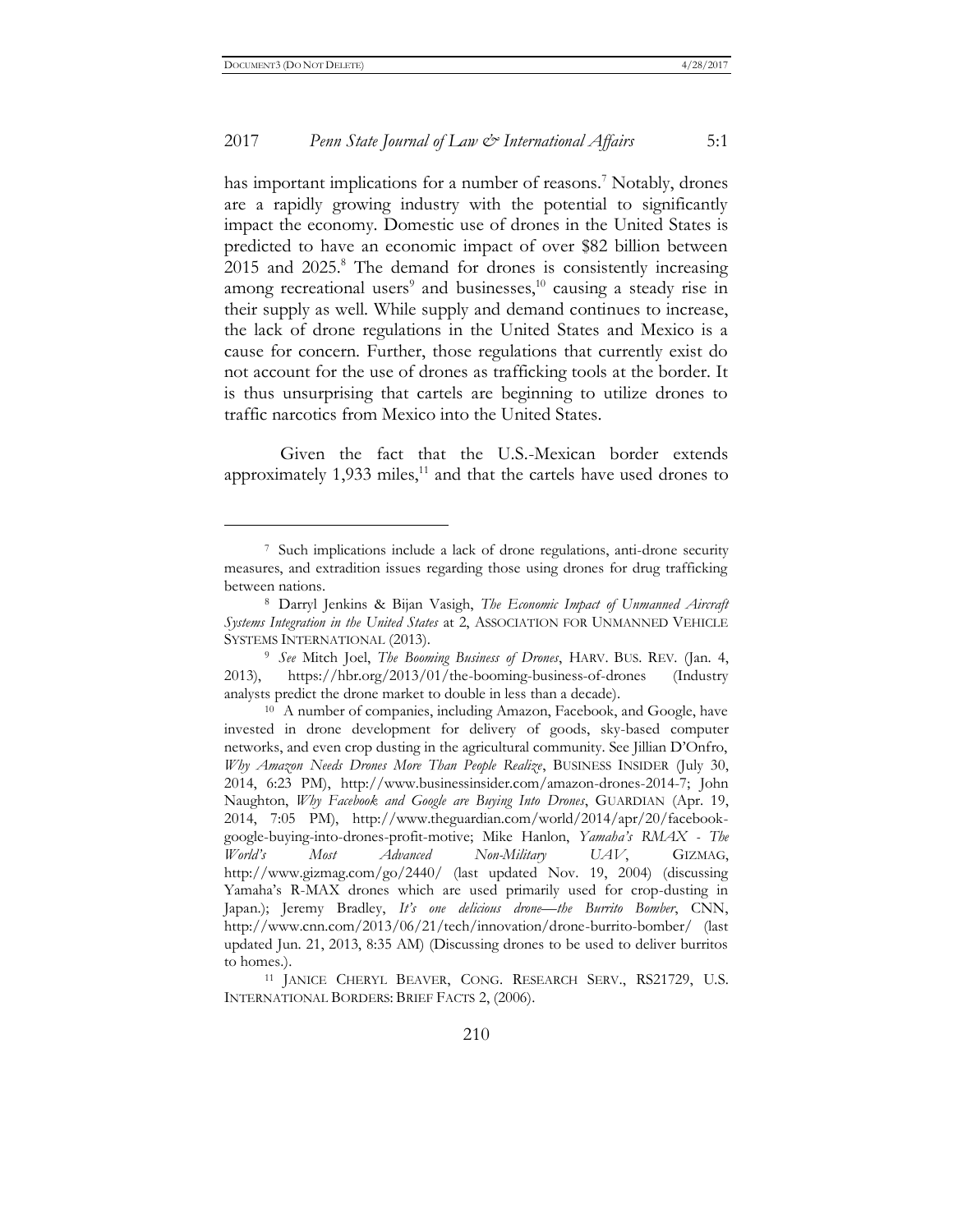has important implications for a number of reasons.[7] Notably, drones are a rapidly growing industry with the potential to significantly impact the economy. Domestic use of drones in the United States is predicted to have an economic impact of over $82 billion between 2015 and 2025.[8] The demand for drones is consistently increasing among recreational users[9] and businesses,[10] causing a steady rise in their supply as well. While supply and demand continues to increase, the lack of drone regulations in the United States and Mexico is a cause for concern. Further, those regulations that currently exist do not account for the use of drones as trafficking tools at the border. It is thus unsurprising that cartels are beginning to utilize drones to traffic narcotics from Mexico into the United States.

Given the fact that the U.S.-Mexican border extends approximately 1,933 miles,[11] and that the cartels have used drones to

---

[7] Such implications include a lack of drone regulations, anti-drone security measures, and extradition issues regarding those using drones for drug trafficking between nations.

[8] Darryl Jenkins & Bijan Vasigh, *The Economic Impact of Unmanned Aircraft Systems Integration in the United States* at 2, ASSOCIATION FOR UNMANNED VEHICLE SYSTEMS INTERNATIONAL (2013).

[9] *See* Mitch Joel, *The Booming Business of Drones*, HARV. BUS. REV. (Jan. 4, 2013), https://hbr.org/2013/01/the-booming-business-of-drones (Industry analysts predict the drone market to double in less than a decade).

[10] A number of companies, including Amazon, Facebook, and Google, have invested in drone development for delivery of goods, sky-based computer networks, and even crop dusting in the agricultural community. See Jillian D'Onfro, *Why Amazon Needs Drones More Than People Realize*, BUSINESS INSIDER (July 30, 2014, 6:23 PM), http://www.businessinsider.com/amazon-drones-2014-7; John Naughton, *Why Facebook and Google are Buying Into Drones*, GUARDIAN (Apr. 19, 2014, 7:05 PM), http://www.theguardian.com/world/2014/apr/20/facebook-google-buying-into-drones-profit-motive; Mike Hanlon, *Yamaha's RMAX - The World's Most Advanced Non-Military UAV*, GIZMAG, http://www.gizmag.com/go/2440/ (last updated Nov. 19, 2004) (discussing Yamaha's R-MAX drones which are used primarily used for crop-dusting in Japan.); Jeremy Bradley, *It's one delicious drone—the Burrito Bomber*, CNN, http://www.cnn.com/2013/06/21/tech/innovation/drone-burrito-bomber/ (last updated Jun. 21, 2013, 8:35 AM) (Discussing drones to be used to deliver burritos to homes.).

[11] JANICE CHERYL BEAVER, CONG. RESEARCH SERV., RS21729, U.S. INTERNATIONAL BORDERS: BRIEF FACTS 2, (2006).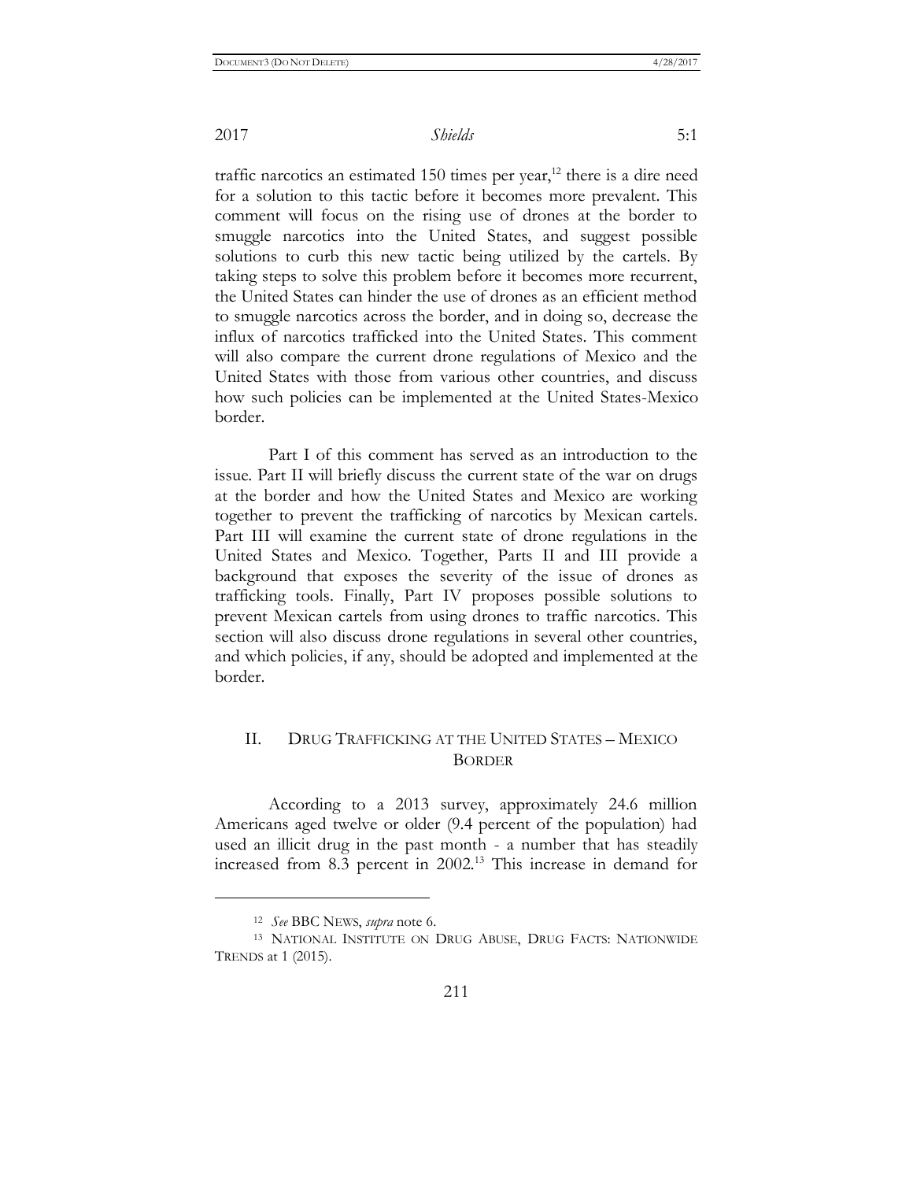traffic narcotics an estimated 150 times per year,[12] there is a dire need for a solution to this tactic before it becomes more prevalent. This comment will focus on the rising use of drones at the border to smuggle narcotics into the United States, and suggest possible solutions to curb this new tactic being utilized by the cartels. By taking steps to solve this problem before it becomes more recurrent, the United States can hinder the use of drones as an efficient method to smuggle narcotics across the border, and in doing so, decrease the influx of narcotics trafficked into the United States. This comment will also compare the current drone regulations of Mexico and the United States with those from various other countries, and discuss how such policies can be implemented at the United States-Mexico border.

Part I of this comment has served as an introduction to the issue. Part II will briefly discuss the current state of the war on drugs at the border and how the United States and Mexico are working together to prevent the trafficking of narcotics by Mexican cartels. Part III will examine the current state of drone regulations in the United States and Mexico. Together, Parts II and III provide a background that exposes the severity of the issue of drones as trafficking tools. Finally, Part IV proposes possible solutions to prevent Mexican cartels from using drones to traffic narcotics. This section will also discuss drone regulations in several other countries, and which policies, if any, should be adopted and implemented at the border.

## II. DRUG TRAFFICKING AT THE UNITED STATES – MEXICO BORDER

According to a 2013 survey, approximately 24.6 million Americans aged twelve or older (9.4 percent of the population) had used an illicit drug in the past month - a number that has steadily increased from 8.3 percent in 2002.[13] This increase in demand for

---

[12] *See* BBC NEWS, *supra* note 6.

[13] NATIONAL INSTITUTE ON DRUG ABUSE, DRUG FACTS: NATIONWIDE TRENDS at 1 (2015).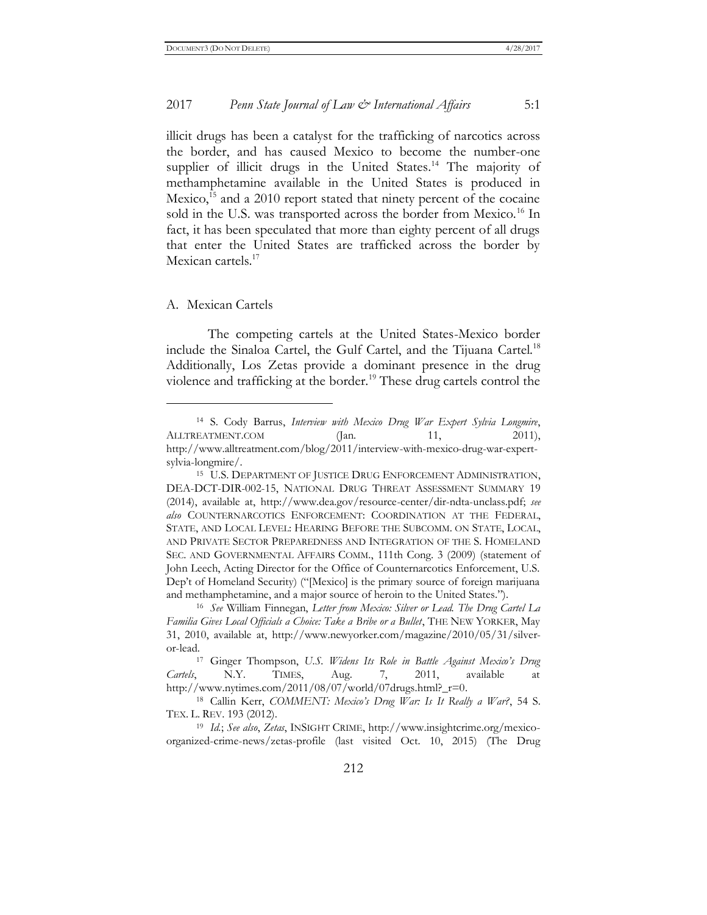illicit drugs has been a catalyst for the trafficking of narcotics across the border, and has caused Mexico to become the number-one supplier of illicit drugs in the United States.[14] The majority of methamphetamine available in the United States is produced in Mexico,[15] and a 2010 report stated that ninety percent of the cocaine sold in the U.S. was transported across the border from Mexico.[16] In fact, it has been speculated that more than eighty percent of all drugs that enter the United States are trafficked across the border by Mexican cartels.[17]

## A. Mexican Cartels

The competing cartels at the United States-Mexico border include the Sinaloa Cartel, the Gulf Cartel, and the Tijuana Cartel.[18] Additionally, Los Zetas provide a dominant presence in the drug violence and trafficking at the border.[19] These drug cartels control the

---

[14] S. Cody Barrus, *Interview with Mexico Drug War Expert Sylvia Longmire*, ALLTREATMENT.COM (Jan. 11, 2011), http://www.alltreatment.com/blog/2011/interview-with-mexico-drug-war-expert-sylvia-longmire/.

[15] U.S. DEPARTMENT OF JUSTICE DRUG ENFORCEMENT ADMINISTRATION, DEA-DCT-DIR-002-15, NATIONAL DRUG THREAT ASSESSMENT SUMMARY 19 (2014), available at, http://www.dea.gov/resource-center/dir-ndta-unclass.pdf; *see also* COUNTERNARCOTICS ENFORCEMENT: COORDINATION AT THE FEDERAL, STATE, AND LOCAL LEVEL: HEARING BEFORE THE SUBCOMM. ON STATE, LOCAL, AND PRIVATE SECTOR PREPAREDNESS AND INTEGRATION OF THE S. HOMELAND SEC. AND GOVERNMENTAL AFFAIRS COMM., 111th Cong. 3 (2009) (statement of John Leech, Acting Director for the Office of Counternarcotics Enforcement, U.S. Dep't of Homeland Security) ("[Mexico] is the primary source of foreign marijuana and methamphetamine, and a major source of heroin to the United States.").

[16] *See* William Finnegan, *Letter from Mexico: Silver or Lead. The Drug Cartel La Familia Gives Local Officials a Choice: Take a Bribe or a Bullet*, THE NEW YORKER, May 31, 2010, available at, http://www.newyorker.com/magazine/2010/05/31/silver-or-lead.

[17] Ginger Thompson, *U.S. Widens Its Role in Battle Against Mexico's Drug Cartels*, N.Y. TIMES, Aug. 7, 2011, available at http://www.nytimes.com/2011/08/07/world/07drugs.html?_r=0.

[18] Callin Kerr, *COMMENT: Mexico's Drug War: Is It Really a War?*, 54 S. TEX. L. REV. 193 (2012).

[19] *Id.*; *See also*, *Zetas*, INSIGHT CRIME, http://www.insightcrime.org/mexico-organized-crime-news/zetas-profile (last visited Oct. 10, 2015) (The Drug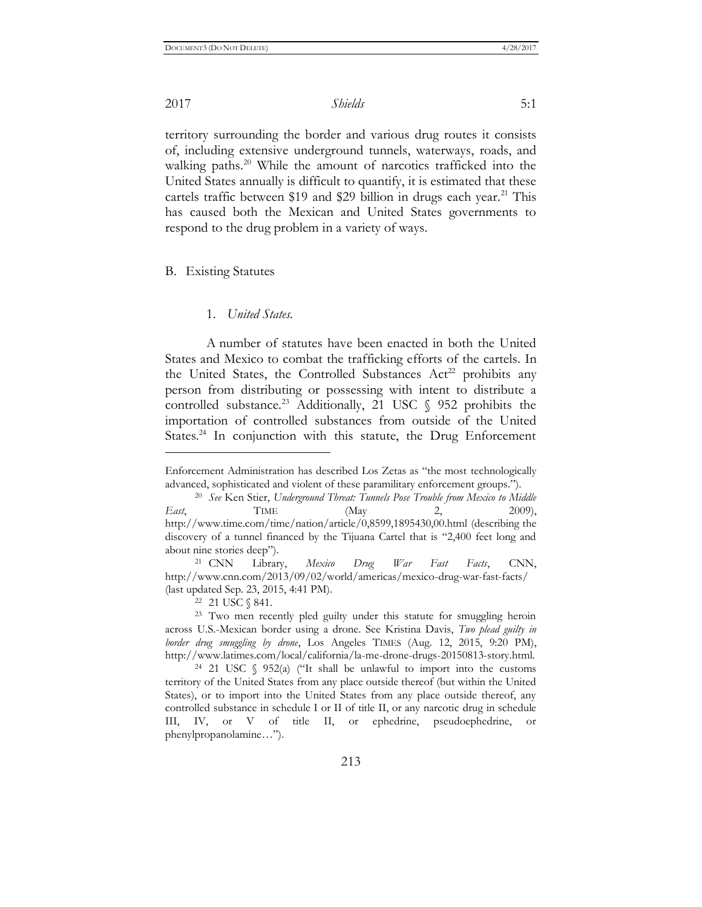territory surrounding the border and various drug routes it consists of, including extensive underground tunnels, waterways, roads, and walking paths.[20] While the amount of narcotics trafficked into the United States annually is difficult to quantify, it is estimated that these cartels traffic between $19 and $29 billion in drugs each year.[21] This has caused both the Mexican and United States governments to respond to the drug problem in a variety of ways.

## B. Existing Statutes

### 1. *United States.*

A number of statutes have been enacted in both the United States and Mexico to combat the trafficking efforts of the cartels. In the United States, the Controlled Substances Act[22] prohibits any person from distributing or possessing with intent to distribute a controlled substance.[23] Additionally, 21 USC § 952 prohibits the importation of controlled substances from outside of the United States.[24] In conjunction with this statute, the Drug Enforcement

---

Enforcement Administration has described Los Zetas as "the most technologically advanced, sophisticated and violent of these paramilitary enforcement groups.").

[20] *See* Ken Stier, *Underground Threat: Tunnels Pose Trouble from Mexico to Middle East*, TIME (May 2, 2009), http://www.time.com/time/nation/article/0,8599,1895430,00.html (describing the discovery of a tunnel financed by the Tijuana Cartel that is "2,400 feet long and about nine stories deep").

[21] CNN Library, *Mexico Drug War Fast Facts*, CNN, http://www.cnn.com/2013/09/02/world/americas/mexico-drug-war-fast-facts/ (last updated Sep. 23, 2015, 4:41 PM).

[22] 21 USC § 841.

[23] Two men recently pled guilty under this statute for smuggling heroin across U.S.-Mexican border using a drone. See Kristina Davis, *Two plead guilty in border drug smuggling by drone*, Los Angeles TIMES (Aug. 12, 2015, 9:20 PM), http://www.latimes.com/local/california/la-me-drone-drugs-20150813-story.html.

[24] 21 USC § 952(a) ("It shall be unlawful to import into the customs territory of the United States from any place outside thereof (but within the United States), or to import into the United States from any place outside thereof, any controlled substance in schedule I or II of title II, or any narcotic drug in schedule III, IV, or V of title II, or ephedrine, pseudoephedrine, or phenylpropanolamine…").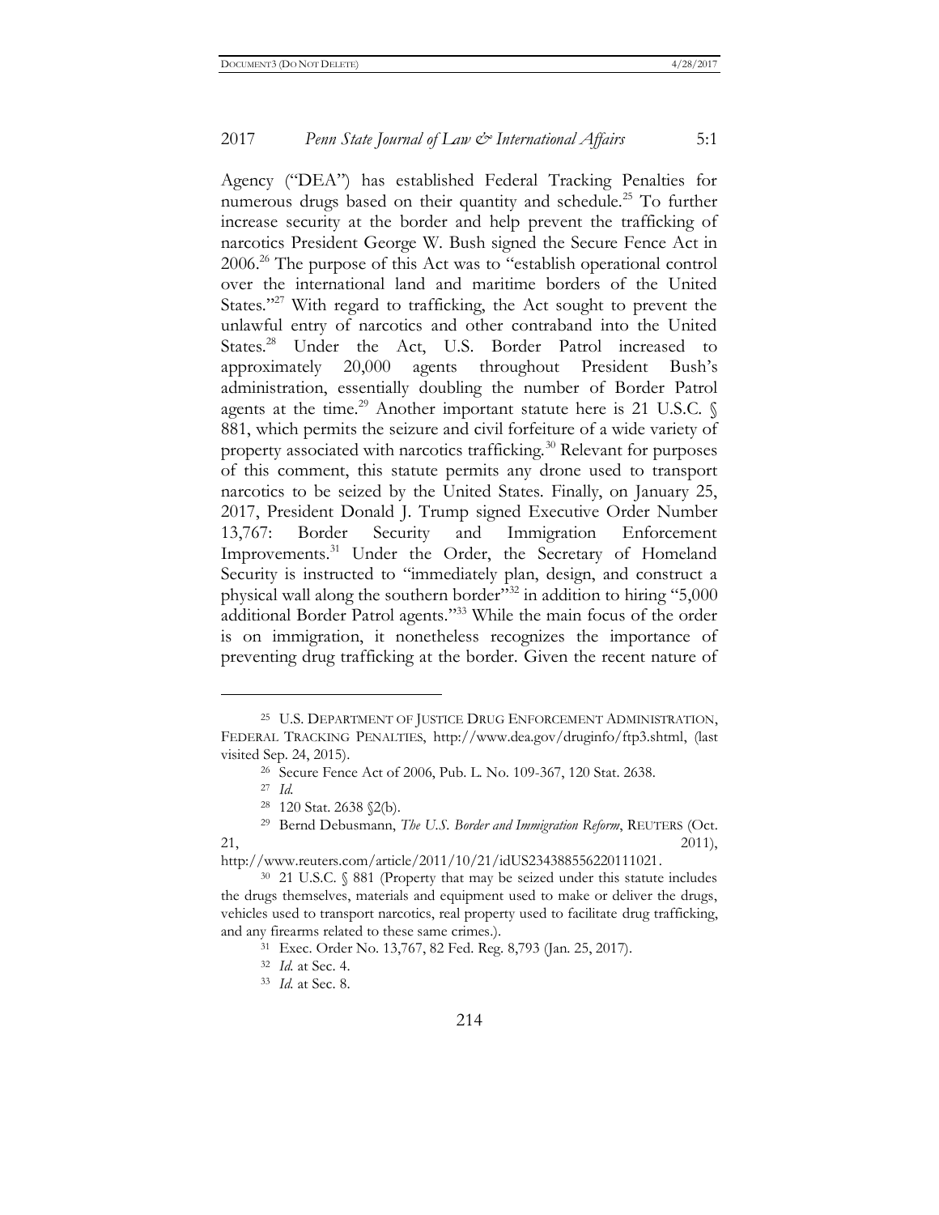Agency ("DEA") has established Federal Tracking Penalties for numerous drugs based on their quantity and schedule.[25] To further increase security at the border and help prevent the trafficking of narcotics President George W. Bush signed the Secure Fence Act in 2006.[26] The purpose of this Act was to "establish operational control over the international land and maritime borders of the United States."[27] With regard to trafficking, the Act sought to prevent the unlawful entry of narcotics and other contraband into the United States.[28] Under the Act, U.S. Border Patrol increased to approximately 20,000 agents throughout President Bush's administration, essentially doubling the number of Border Patrol agents at the time.[29] Another important statute here is 21 U.S.C. § 881, which permits the seizure and civil forfeiture of a wide variety of property associated with narcotics trafficking.[30] Relevant for purposes of this comment, this statute permits any drone used to transport narcotics to be seized by the United States. Finally, on January 25, 2017, President Donald J. Trump signed Executive Order Number 13,767: Border Security and Immigration Enforcement Improvements.[31] Under the Order, the Secretary of Homeland Security is instructed to "immediately plan, design, and construct a physical wall along the southern border"[32] in addition to hiring "5,000 additional Border Patrol agents."[33] While the main focus of the order is on immigration, it nonetheless recognizes the importance of preventing drug trafficking at the border. Given the recent nature of

---

[25] U.S. DEPARTMENT OF JUSTICE DRUG ENFORCEMENT ADMINISTRATION, FEDERAL TRACKING PENALTIES, http://www.dea.gov/druginfo/ftp3.shtml, (last visited Sep. 24, 2015).

[26] Secure Fence Act of 2006, Pub. L. No. 109-367, 120 Stat. 2638.

[27] *Id.*

[28] 120 Stat. 2638 §2(b).

[29] Bernd Debusmann, *The U.S. Border and Immigration Reform*, REUTERS (Oct. 21, 2011), http://www.reuters.com/article/2011/10/21/idUS234388556220111021.

[30] 21 U.S.C. § 881 (Property that may be seized under this statute includes the drugs themselves, materials and equipment used to make or deliver the drugs, vehicles used to transport narcotics, real property used to facilitate drug trafficking, and any firearms related to these same crimes.).

[31] Exec. Order No. 13,767, 82 Fed. Reg. 8,793 (Jan. 25, 2017).

[32] *Id.* at Sec. 4.

[33] *Id.* at Sec. 8.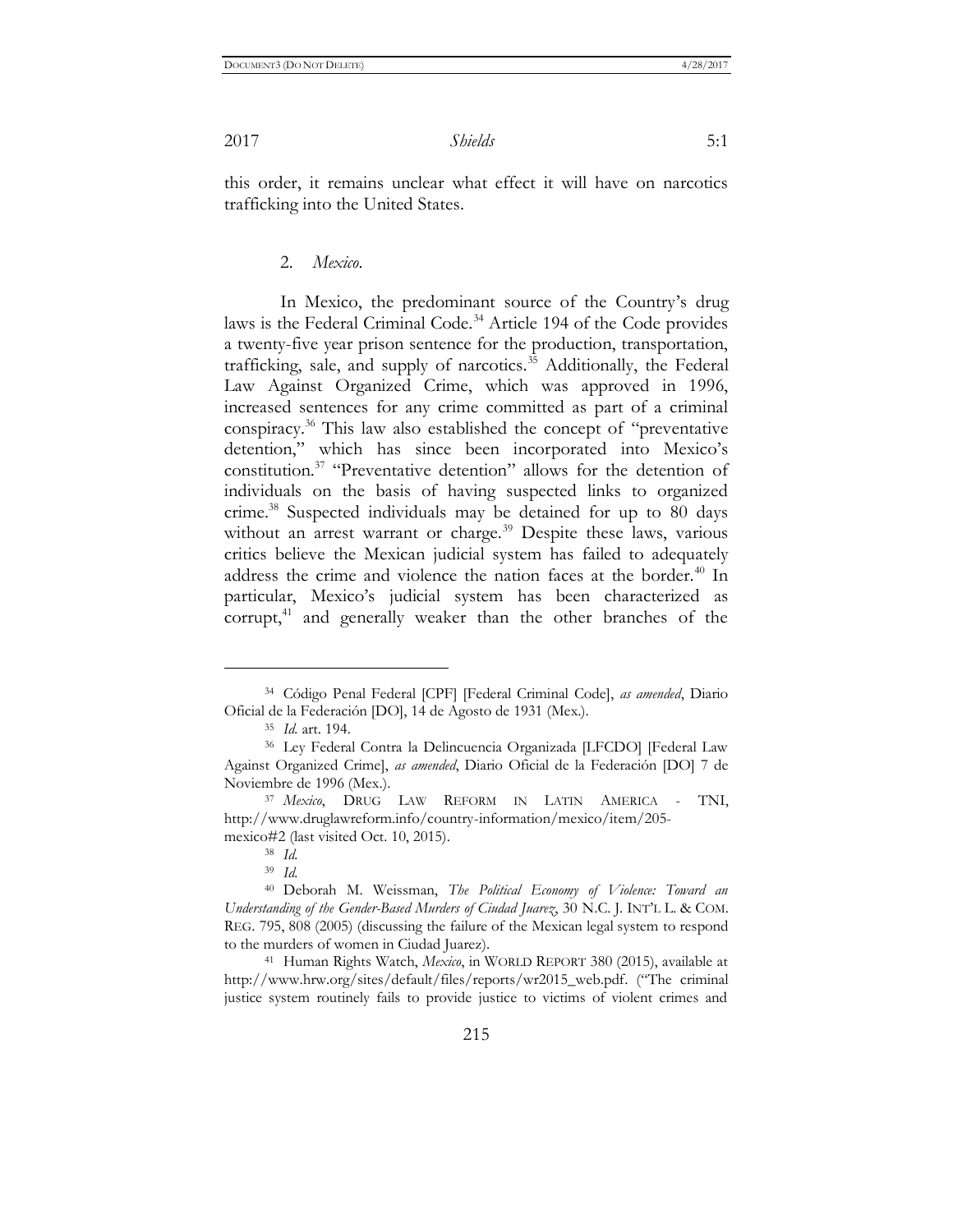this order, it remains unclear what effect it will have on narcotics trafficking into the United States.

### 2. *Mexico.*

In Mexico, the predominant source of the Country's drug laws is the Federal Criminal Code.[34] Article 194 of the Code provides a twenty-five year prison sentence for the production, transportation, trafficking, sale, and supply of narcotics.[35] Additionally, the Federal Law Against Organized Crime, which was approved in 1996, increased sentences for any crime committed as part of a criminal conspiracy.[36] This law also established the concept of "preventative detention," which has since been incorporated into Mexico's constitution.[37] "Preventative detention" allows for the detention of individuals on the basis of having suspected links to organized crime.[38] Suspected individuals may be detained for up to 80 days without an arrest warrant or charge.[39] Despite these laws, various critics believe the Mexican judicial system has failed to adequately address the crime and violence the nation faces at the border.[40] In particular, Mexico's judicial system has been characterized as corrupt,[41] and generally weaker than the other branches of the

---

[34] Código Penal Federal [CPF] [Federal Criminal Code], *as amended*, Diario Oficial de la Federación [DO], 14 de Agosto de 1931 (Mex.).

[35] *Id.* art. 194.

[36] Ley Federal Contra la Delincuencia Organizada [LFCDO] [Federal Law Against Organized Crime], *as amended*, Diario Oficial de la Federación [DO] 7 de Noviembre de 1996 (Mex.).

[37] *Mexico*, DRUG LAW REFORM IN LATIN AMERICA - TNI, http://www.druglawreform.info/country-information/mexico/item/205-mexico#2 (last visited Oct. 10, 2015).

[38] *Id.*

[39] *Id.*

[40] Deborah M. Weissman, *The Political Economy of Violence: Toward an Understanding of the Gender-Based Murders of Ciudad Juarez*, 30 N.C. J. INT'L L. & COM. REG. 795, 808 (2005) (discussing the failure of the Mexican legal system to respond to the murders of women in Ciudad Juarez).

[41] Human Rights Watch, *Mexico*, in WORLD REPORT 380 (2015), available at http://www.hrw.org/sites/default/files/reports/wr2015_web.pdf. ("The criminal justice system routinely fails to provide justice to victims of violent crimes and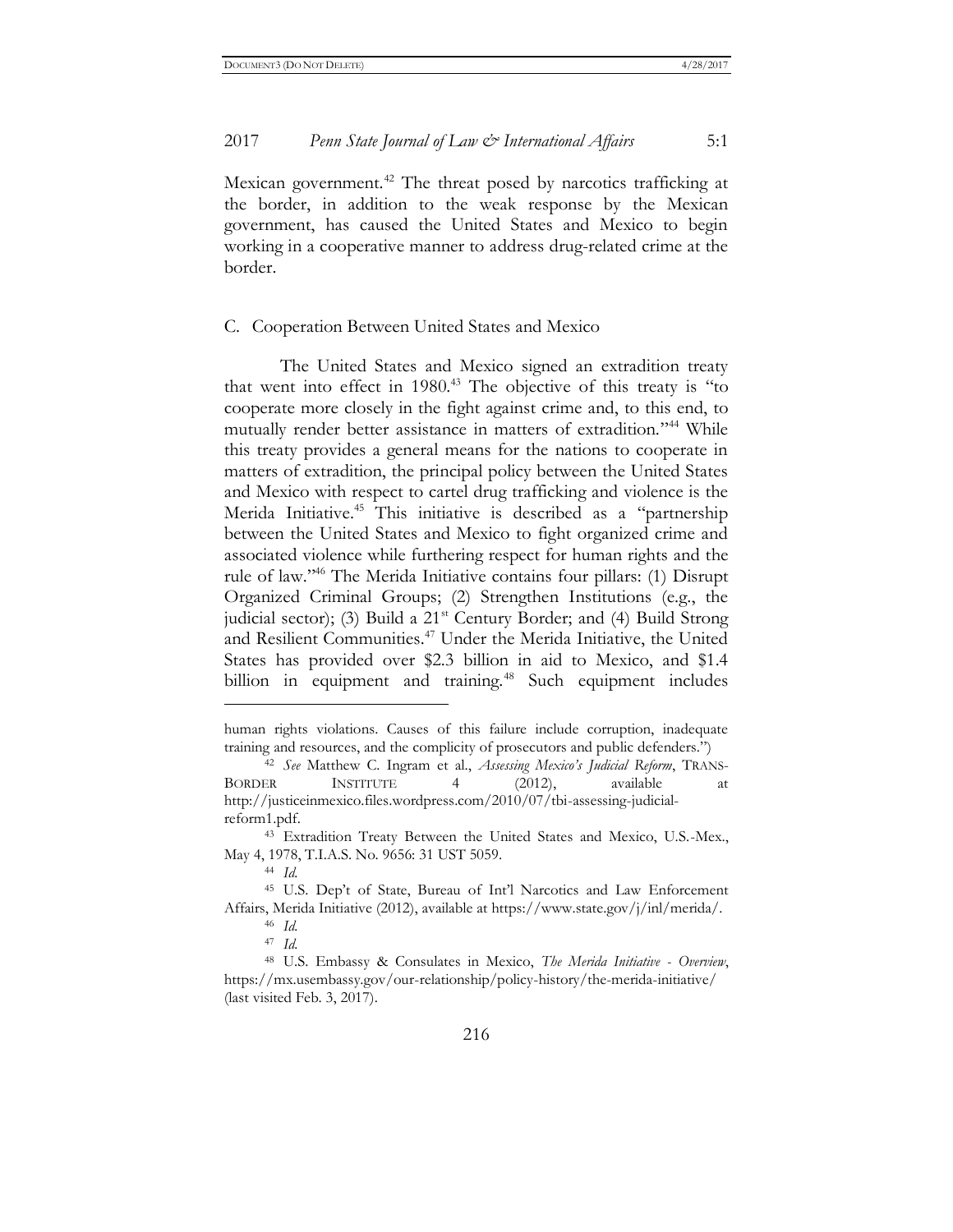Mexican government.[42] The threat posed by narcotics trafficking at the border, in addition to the weak response by the Mexican government, has caused the United States and Mexico to begin working in a cooperative manner to address drug-related crime at the border.

### C. Cooperation Between United States and Mexico

The United States and Mexico signed an extradition treaty that went into effect in 1980.[43] The objective of this treaty is "to cooperate more closely in the fight against crime and, to this end, to mutually render better assistance in matters of extradition."[44] While this treaty provides a general means for the nations to cooperate in matters of extradition, the principal policy between the United States and Mexico with respect to cartel drug trafficking and violence is the Merida Initiative.[45] This initiative is described as a "partnership between the United States and Mexico to fight organized crime and associated violence while furthering respect for human rights and the rule of law."[46] The Merida Initiative contains four pillars: (1) Disrupt Organized Criminal Groups; (2) Strengthen Institutions (e.g., the judicial sector); (3) Build a 21st Century Border; and (4) Build Strong and Resilient Communities.[47] Under the Merida Initiative, the United States has provided over $2.3 billion in aid to Mexico, and $1.4 billion in equipment and training.[48] Such equipment includes

---

human rights violations. Causes of this failure include corruption, inadequate training and resources, and the complicity of prosecutors and public defenders.")

[42] *See* Matthew C. Ingram et al., *Assessing Mexico's Judicial Reform*, TRANS-BORDER INSTITUTE 4 (2012), available at http://justiceinmexico.files.wordpress.com/2010/07/tbi-assessing-judicial-reform1.pdf.

[43] Extradition Treaty Between the United States and Mexico, U.S.-Mex., May 4, 1978, T.I.A.S. No. 9656: 31 UST 5059.

[44] *Id.*

[45] U.S. Dep't of State, Bureau of Int'l Narcotics and Law Enforcement Affairs, Merida Initiative (2012), available at https://www.state.gov/j/inl/merida/.

[46] *Id.*

[47] *Id.*

[48] U.S. Embassy & Consulates in Mexico, *The Merida Initiative - Overview*, https://mx.usembassy.gov/our-relationship/policy-history/the-merida-initiative/ (last visited Feb. 3, 2017).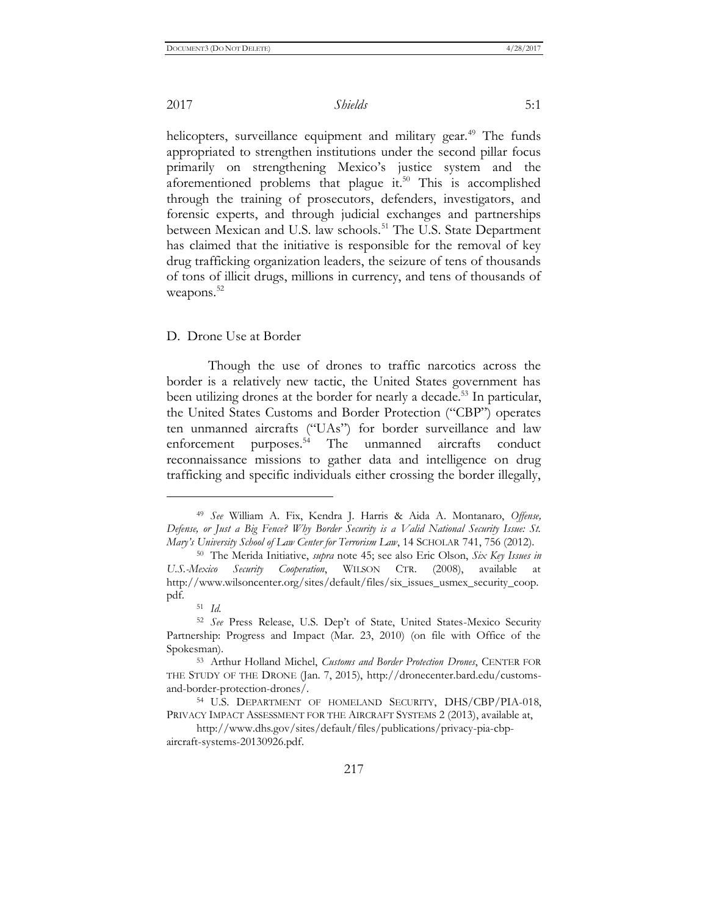helicopters, surveillance equipment and military gear.[49] The funds appropriated to strengthen institutions under the second pillar focus primarily on strengthening Mexico's justice system and the aforementioned problems that plague it.[50] This is accomplished through the training of prosecutors, defenders, investigators, and forensic experts, and through judicial exchanges and partnerships between Mexican and U.S. law schools.[51] The U.S. State Department has claimed that the initiative is responsible for the removal of key drug trafficking organization leaders, the seizure of tens of thousands of tons of illicit drugs, millions in currency, and tens of thousands of weapons.[52]

### D. Drone Use at Border

Though the use of drones to traffic narcotics across the border is a relatively new tactic, the United States government has been utilizing drones at the border for nearly a decade.[53] In particular, the United States Customs and Border Protection ("CBP") operates ten unmanned aircrafts ("UAs") for border surveillance and law enforcement purposes.[54] The unmanned aircrafts conduct reconnaissance missions to gather data and intelligence on drug trafficking and specific individuals either crossing the border illegally,

---

[49] *See* William A. Fix, Kendra J. Harris & Aida A. Montanaro, *Offense, Defense, or Just a Big Fence? Why Border Security is a Valid National Security Issue: St. Mary's University School of Law Center for Terrorism Law*, 14 SCHOLAR 741, 756 (2012).

[50] The Merida Initiative, *supra* note 45; see also Eric Olson, *Six Key Issues in U.S.-Mexico Security Cooperation*, WILSON CTR. (2008), available at http://www.wilsoncenter.org/sites/default/files/six_issues_usmex_security_coop.pdf.

[51] *Id.*

[52] *See* Press Release, U.S. Dep't of State, United States-Mexico Security Partnership: Progress and Impact (Mar. 23, 2010) (on file with Office of the Spokesman).

[53] Arthur Holland Michel, *Customs and Border Protection Drones*, CENTER FOR THE STUDY OF THE DRONE (Jan. 7, 2015), http://dronecenter.bard.edu/customs-and-border-protection-drones/.

[54] U.S. DEPARTMENT OF HOMELAND SECURITY, DHS/CBP/PIA-018, PRIVACY IMPACT ASSESSMENT FOR THE AIRCRAFT SYSTEMS 2 (2013), available at, http://www.dhs.gov/sites/default/files/publications/privacy-pia-cbp-aircraft-systems-20130926.pdf.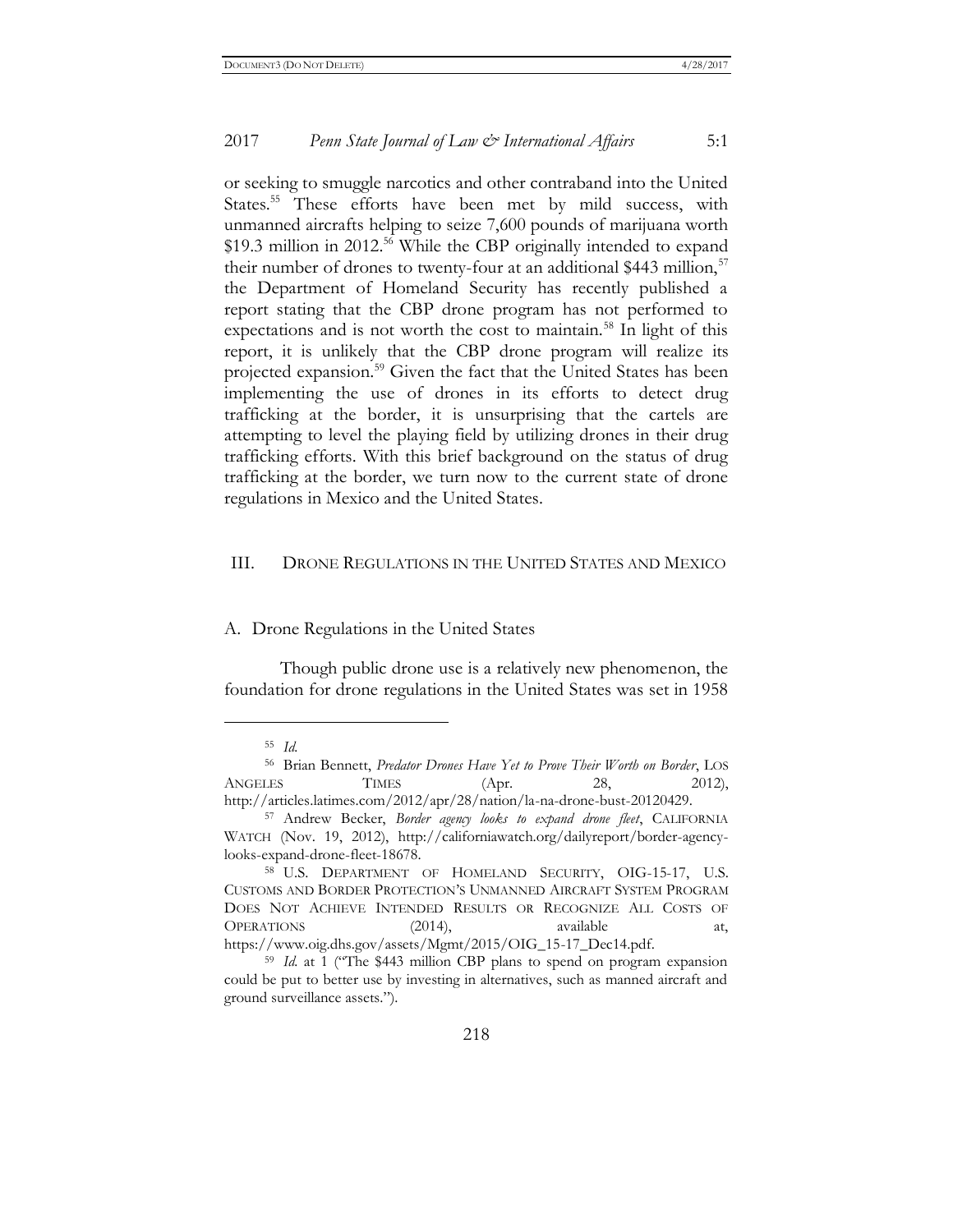or seeking to smuggle narcotics and other contraband into the United States.[55] These efforts have been met by mild success, with unmanned aircrafts helping to seize 7,600 pounds of marijuana worth $19.3 million in 2012.[56] While the CBP originally intended to expand their number of drones to twenty-four at an additional $443 million,[57] the Department of Homeland Security has recently published a report stating that the CBP drone program has not performed to expectations and is not worth the cost to maintain.[58] In light of this report, it is unlikely that the CBP drone program will realize its projected expansion.[59] Given the fact that the United States has been implementing the use of drones in its efforts to detect drug trafficking at the border, it is unsurprising that the cartels are attempting to level the playing field by utilizing drones in their drug trafficking efforts. With this brief background on the status of drug trafficking at the border, we turn now to the current state of drone regulations in Mexico and the United States.

## III. DRONE REGULATIONS IN THE UNITED STATES AND MEXICO

### A. Drone Regulations in the United States

Though public drone use is a relatively new phenomenon, the foundation for drone regulations in the United States was set in 1958

---

[55] *Id.*

[56] Brian Bennett, *Predator Drones Have Yet to Prove Their Worth on Border*, LOS ANGELES TIMES (Apr. 28, 2012), http://articles.latimes.com/2012/apr/28/nation/la-na-drone-bust-20120429.

[57] Andrew Becker, *Border agency looks to expand drone fleet*, CALIFORNIA WATCH (Nov. 19, 2012), http://californiawatch.org/dailyreport/border-agency-looks-expand-drone-fleet-18678.

[58] U.S. DEPARTMENT OF HOMELAND SECURITY, OIG-15-17, U.S. CUSTOMS AND BORDER PROTECTION'S UNMANNED AIRCRAFT SYSTEM PROGRAM DOES NOT ACHIEVE INTENDED RESULTS OR RECOGNIZE ALL COSTS OF OPERATIONS (2014), available at, https://www.oig.dhs.gov/assets/Mgmt/2015/OIG_15-17_Dec14.pdf.

[59] *Id.* at 1 ("The $443 million CBP plans to spend on program expansion could be put to better use by investing in alternatives, such as manned aircraft and ground surveillance assets.").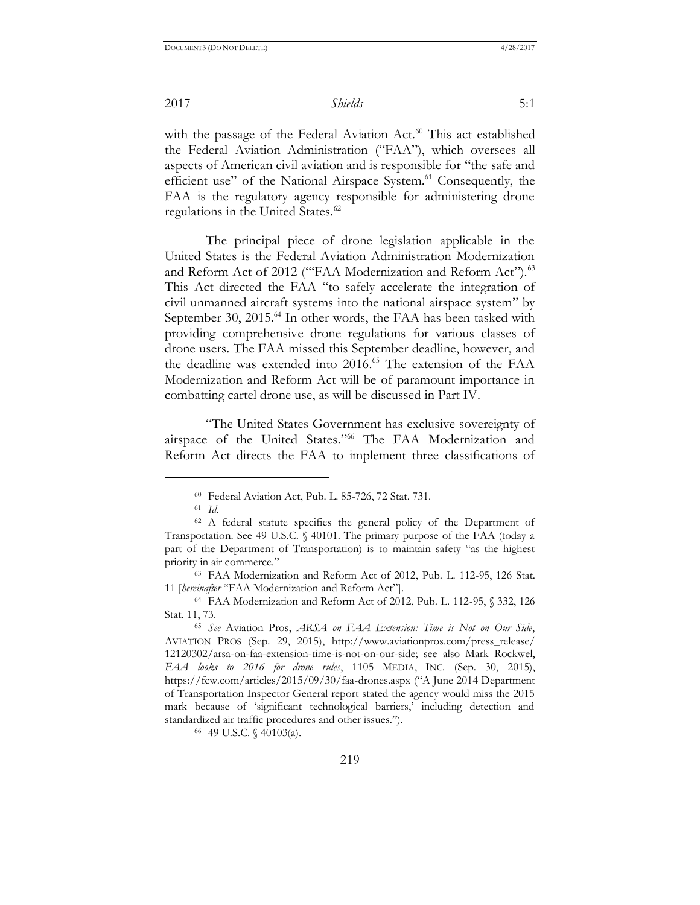with the passage of the Federal Aviation Act.[60] This act established the Federal Aviation Administration ("FAA"), which oversees all aspects of American civil aviation and is responsible for "the safe and efficient use" of the National Airspace System.[61] Consequently, the FAA is the regulatory agency responsible for administering drone regulations in the United States.[62]

The principal piece of drone legislation applicable in the United States is the Federal Aviation Administration Modernization and Reform Act of 2012 ("'FAA Modernization and Reform Act").[63] This Act directed the FAA "to safely accelerate the integration of civil unmanned aircraft systems into the national airspace system" by September 30, 2015.[64] In other words, the FAA has been tasked with providing comprehensive drone regulations for various classes of drone users. The FAA missed this September deadline, however, and the deadline was extended into 2016.[65] The extension of the FAA Modernization and Reform Act will be of paramount importance in combatting cartel drone use, as will be discussed in Part IV.

"The United States Government has exclusive sovereignty of airspace of the United States."[66] The FAA Modernization and Reform Act directs the FAA to implement three classifications of

---

[60] Federal Aviation Act, Pub. L. 85-726, 72 Stat. 731.

[61] *Id.*

[62] A federal statute specifies the general policy of the Department of Transportation. See 49 U.S.C. § 40101. The primary purpose of the FAA (today a part of the Department of Transportation) is to maintain safety "as the highest priority in air commerce."

[63] FAA Modernization and Reform Act of 2012, Pub. L. 112-95, 126 Stat. 11 [*hereinafter* "FAA Modernization and Reform Act"].

[64] FAA Modernization and Reform Act of 2012, Pub. L. 112-95, § 332, 126 Stat. 11, 73.

[65] *See* Aviation Pros, *ARSA on FAA Extension: Time is Not on Our Side*, AVIATION PROS (Sep. 29, 2015), http://www.aviationpros.com/press_release/12120302/arsa-on-faa-extension-time-is-not-on-our-side; see also Mark Rockwel, *FAA looks to 2016 for drone rules*, 1105 MEDIA, INC. (Sep. 30, 2015), https://fcw.com/articles/2015/09/30/faa-drones.aspx ("A June 2014 Department of Transportation Inspector General report stated the agency would miss the 2015 mark because of 'significant technological barriers,' including detection and standardized air traffic procedures and other issues.").

[66] 49 U.S.C. § 40103(a).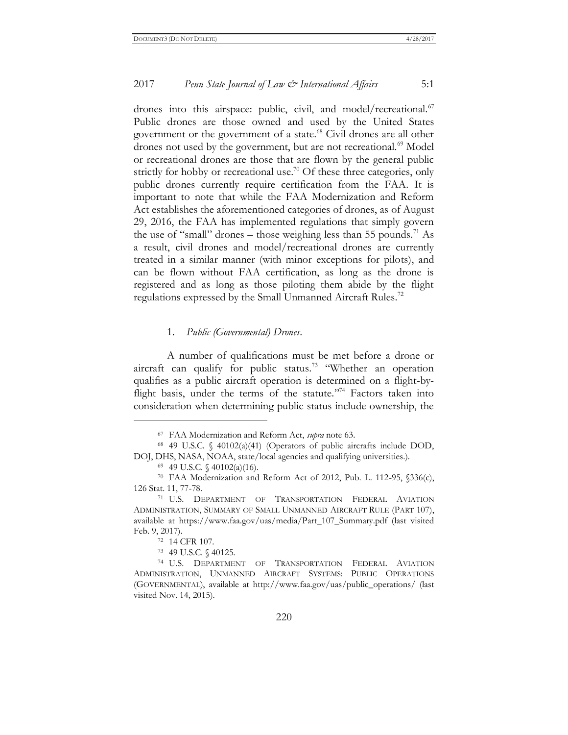drones into this airspace: public, civil, and model/recreational.[67] Public drones are those owned and used by the United States government or the government of a state.[68] Civil drones are all other drones not used by the government, but are not recreational.[69] Model or recreational drones are those that are flown by the general public strictly for hobby or recreational use.[70] Of these three categories, only public drones currently require certification from the FAA. It is important to note that while the FAA Modernization and Reform Act establishes the aforementioned categories of drones, as of August 29, 2016, the FAA has implemented regulations that simply govern the use of "small" drones – those weighing less than 55 pounds.[71] As a result, civil drones and model/recreational drones are currently treated in a similar manner (with minor exceptions for pilots), and can be flown without FAA certification, as long as the drone is registered and as long as those piloting them abide by the flight regulations expressed by the Small Unmanned Aircraft Rules.[72]

1. *Public (Governmental) Drones.*

A number of qualifications must be met before a drone or aircraft can qualify for public status.[73] "Whether an operation qualifies as a public aircraft operation is determined on a flight-by-flight basis, under the terms of the statute."[74] Factors taken into consideration when determining public status include ownership, the

---

[67] FAA Modernization and Reform Act, *supra* note 63.

[68] 49 U.S.C. § 40102(a)(41) (Operators of public aircrafts include DOD, DOJ, DHS, NASA, NOAA, state/local agencies and qualifying universities.).

[69] 49 U.S.C. § 40102(a)(16).

[70] FAA Modernization and Reform Act of 2012, Pub. L. 112-95, §336(c), 126 Stat. 11, 77-78.

[71] U.S. DEPARTMENT OF TRANSPORTATION FEDERAL AVIATION ADMINISTRATION, SUMMARY OF SMALL UNMANNED AIRCRAFT RULE (PART 107), available at https://www.faa.gov/uas/media/Part_107_Summary.pdf (last visited Feb. 9, 2017).

[72] 14 CFR 107.

[73] 49 U.S.C. § 40125.

[74] U.S. DEPARTMENT OF TRANSPORTATION FEDERAL AVIATION ADMINISTRATION, UNMANNED AIRCRAFT SYSTEMS: PUBLIC OPERATIONS (GOVERNMENTAL), available at http://www.faa.gov/uas/public_operations/ (last visited Nov. 14, 2015).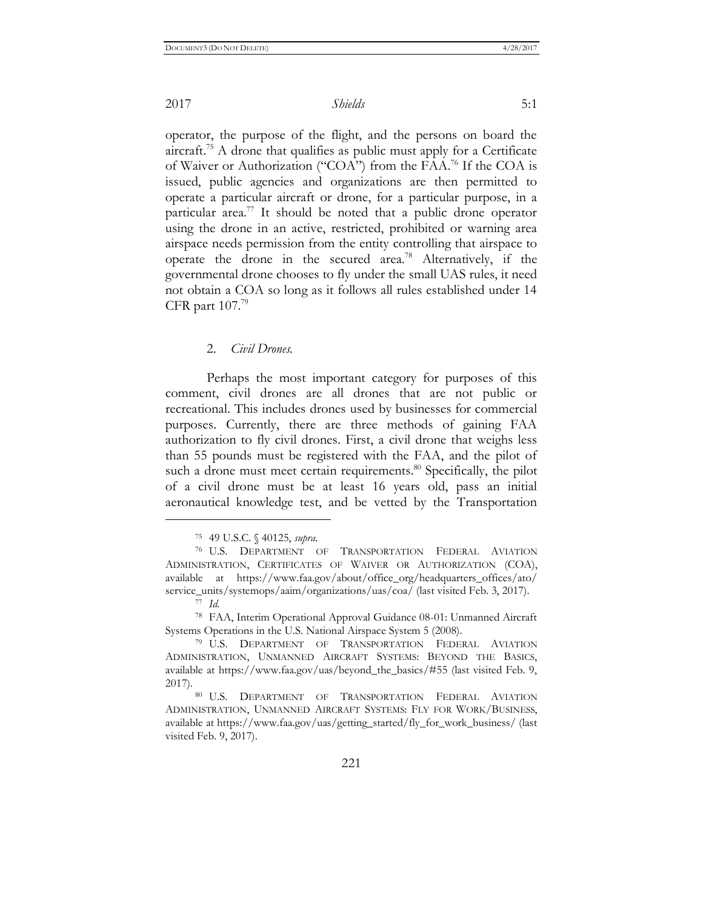operator, the purpose of the flight, and the persons on board the aircraft.[75] A drone that qualifies as public must apply for a Certificate of Waiver or Authorization ("COA") from the FAA.[76] If the COA is issued, public agencies and organizations are then permitted to operate a particular aircraft or drone, for a particular purpose, in a particular area.[77] It should be noted that a public drone operator using the drone in an active, restricted, prohibited or warning area airspace needs permission from the entity controlling that airspace to operate the drone in the secured area.[78] Alternatively, if the governmental drone chooses to fly under the small UAS rules, it need not obtain a COA so long as it follows all rules established under 14 CFR part 107.[79]

### 2. *Civil Drones.*

Perhaps the most important category for purposes of this comment, civil drones are all drones that are not public or recreational. This includes drones used by businesses for commercial purposes. Currently, there are three methods of gaining FAA authorization to fly civil drones. First, a civil drone that weighs less than 55 pounds must be registered with the FAA, and the pilot of such a drone must meet certain requirements.[80] Specifically, the pilot of a civil drone must be at least 16 years old, pass an initial aeronautical knowledge test, and be vetted by the Transportation

---

[75] 49 U.S.C. § 40125, *supra*.

[76] U.S. DEPARTMENT OF TRANSPORTATION FEDERAL AVIATION ADMINISTRATION, CERTIFICATES OF WAIVER OR AUTHORIZATION (COA), available at https://www.faa.gov/about/office_org/headquarters_offices/ato/service_units/systemops/aaim/organizations/uas/coa/ (last visited Feb. 3, 2017).

[77] *Id.*

[78] FAA, Interim Operational Approval Guidance 08-01: Unmanned Aircraft Systems Operations in the U.S. National Airspace System 5 (2008).

[79] U.S. DEPARTMENT OF TRANSPORTATION FEDERAL AVIATION ADMINISTRATION, UNMANNED AIRCRAFT SYSTEMS: BEYOND THE BASICS, available at https://www.faa.gov/uas/beyond_the_basics/#55 (last visited Feb. 9, 2017).

[80] U.S. DEPARTMENT OF TRANSPORTATION FEDERAL AVIATION ADMINISTRATION, UNMANNED AIRCRAFT SYSTEMS: FLY FOR WORK/BUSINESS, available at https://www.faa.gov/uas/getting_started/fly_for_work_business/ (last visited Feb. 9, 2017).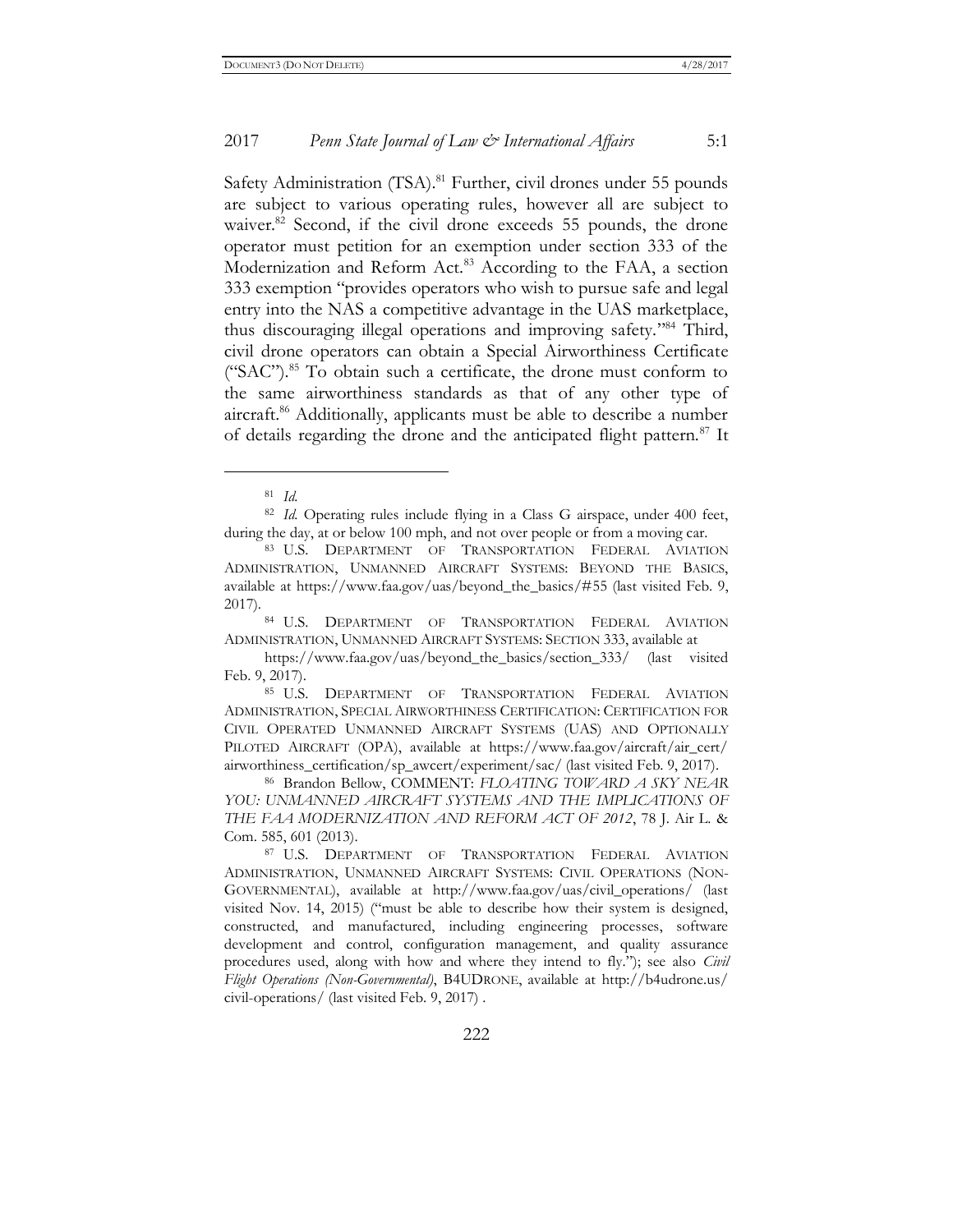Safety Administration (TSA).[81] Further, civil drones under 55 pounds are subject to various operating rules, however all are subject to waiver.[82] Second, if the civil drone exceeds 55 pounds, the drone operator must petition for an exemption under section 333 of the Modernization and Reform Act.[83] According to the FAA, a section 333 exemption "provides operators who wish to pursue safe and legal entry into the NAS a competitive advantage in the UAS marketplace, thus discouraging illegal operations and improving safety."[84] Third, civil drone operators can obtain a Special Airworthiness Certificate ("SAC").[85] To obtain such a certificate, the drone must conform to the same airworthiness standards as that of any other type of aircraft.[86] Additionally, applicants must be able to describe a number of details regarding the drone and the anticipated flight pattern.[87] It

---

[81] *Id.*

[82] *Id.* Operating rules include flying in a Class G airspace, under 400 feet, during the day, at or below 100 mph, and not over people or from a moving car.

[83] U.S. DEPARTMENT OF TRANSPORTATION FEDERAL AVIATION ADMINISTRATION, UNMANNED AIRCRAFT SYSTEMS: BEYOND THE BASICS, available at https://www.faa.gov/uas/beyond_the_basics/#55 (last visited Feb. 9, 2017).

[84] U.S. DEPARTMENT OF TRANSPORTATION FEDERAL AVIATION ADMINISTRATION, UNMANNED AIRCRAFT SYSTEMS: SECTION 333, available at https://www.faa.gov/uas/beyond_the_basics/section_333/ (last visited Feb. 9, 2017).

[85] U.S. DEPARTMENT OF TRANSPORTATION FEDERAL AVIATION ADMINISTRATION, SPECIAL AIRWORTHINESS CERTIFICATION: CERTIFICATION FOR CIVIL OPERATED UNMANNED AIRCRAFT SYSTEMS (UAS) AND OPTIONALLY PILOTED AIRCRAFT (OPA), available at https://www.faa.gov/aircraft/air_cert/airworthiness_certification/sp_awcert/experiment/sac/ (last visited Feb. 9, 2017).

[86] Brandon Bellow, COMMENT: *FLOATING TOWARD A SKY NEAR YOU: UNMANNED AIRCRAFT SYSTEMS AND THE IMPLICATIONS OF THE FAA MODERNIZATION AND REFORM ACT OF 2012*, 78 J. Air L. & Com. 585, 601 (2013).

[87] U.S. DEPARTMENT OF TRANSPORTATION FEDERAL AVIATION ADMINISTRATION, UNMANNED AIRCRAFT SYSTEMS: CIVIL OPERATIONS (NON-GOVERNMENTAL), available at http://www.faa.gov/uas/civil_operations/ (last visited Nov. 14, 2015) ("must be able to describe how their system is designed, constructed, and manufactured, including engineering processes, software development and control, configuration management, and quality assurance procedures used, along with how and where they intend to fly."); see also *Civil Flight Operations (Non-Governmental)*, B4UDRONE, available at http://b4udrone.us/civil-operations/ (last visited Feb. 9, 2017) .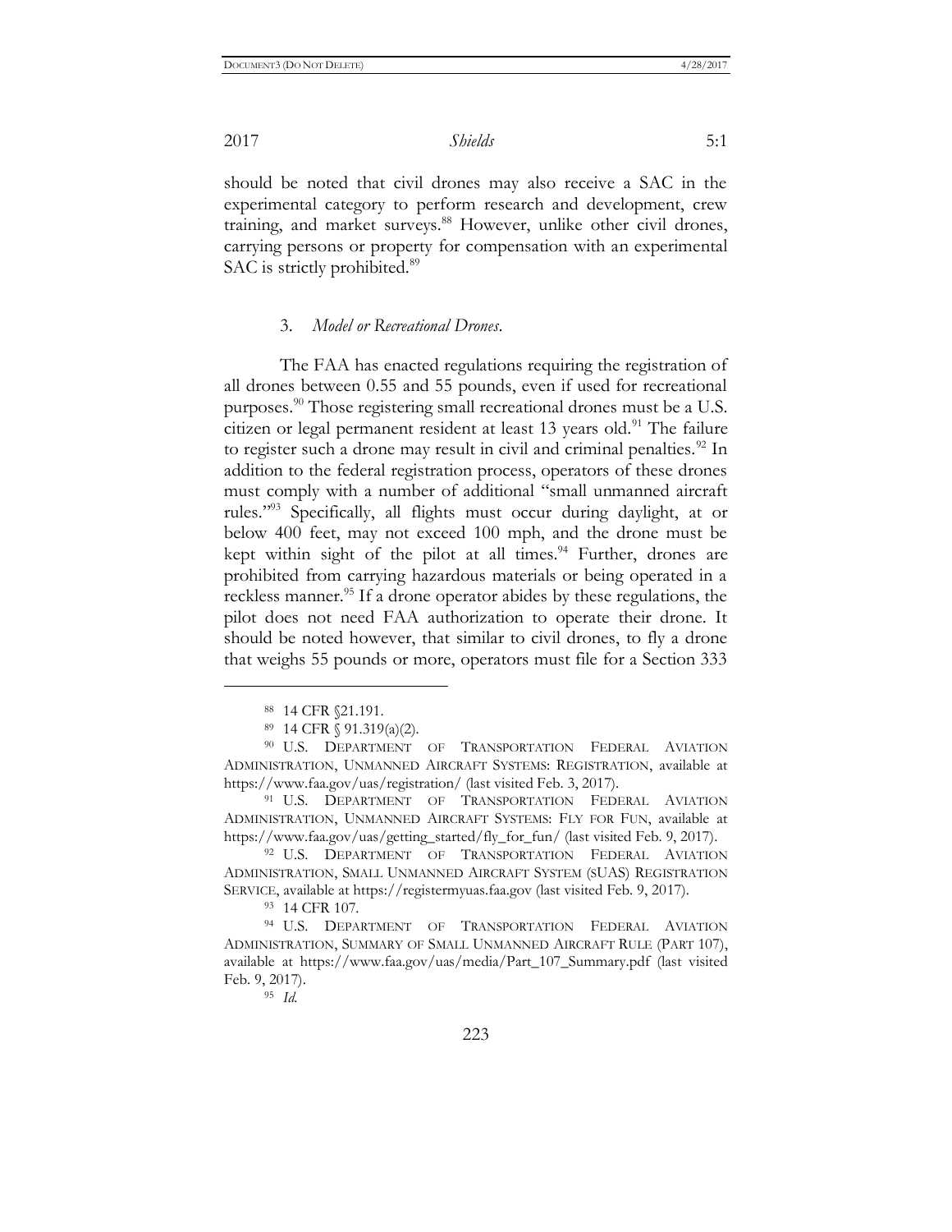should be noted that civil drones may also receive a SAC in the experimental category to perform research and development, crew training, and market surveys.[88] However, unlike other civil drones, carrying persons or property for compensation with an experimental SAC is strictly prohibited.[89]

### 3. *Model or Recreational Drones*.

The FAA has enacted regulations requiring the registration of all drones between 0.55 and 55 pounds, even if used for recreational purposes.[90] Those registering small recreational drones must be a U.S. citizen or legal permanent resident at least 13 years old.[91] The failure to register such a drone may result in civil and criminal penalties.[92] In addition to the federal registration process, operators of these drones must comply with a number of additional "small unmanned aircraft rules."[93] Specifically, all flights must occur during daylight, at or below 400 feet, may not exceed 100 mph, and the drone must be kept within sight of the pilot at all times.[94] Further, drones are prohibited from carrying hazardous materials or being operated in a reckless manner.[95] If a drone operator abides by these regulations, the pilot does not need FAA authorization to operate their drone. It should be noted however, that similar to civil drones, to fly a drone that weighs 55 pounds or more, operators must file for a Section 333

---

[88] 14 CFR §21.191.

[89] 14 CFR § 91.319(a)(2).

[90] U.S. DEPARTMENT OF TRANSPORTATION FEDERAL AVIATION ADMINISTRATION, UNMANNED AIRCRAFT SYSTEMS: REGISTRATION, available at https://www.faa.gov/uas/registration/ (last visited Feb. 3, 2017).

[91] U.S. DEPARTMENT OF TRANSPORTATION FEDERAL AVIATION ADMINISTRATION, UNMANNED AIRCRAFT SYSTEMS: FLY FOR FUN, available at https://www.faa.gov/uas/getting_started/fly_for_fun/ (last visited Feb. 9, 2017).

[92] U.S. DEPARTMENT OF TRANSPORTATION FEDERAL AVIATION ADMINISTRATION, SMALL UNMANNED AIRCRAFT SYSTEM (SUAS) REGISTRATION SERVICE, available at https://registermyuas.faa.gov (last visited Feb. 9, 2017).

[93] 14 CFR 107.

[94] U.S. DEPARTMENT OF TRANSPORTATION FEDERAL AVIATION ADMINISTRATION, SUMMARY OF SMALL UNMANNED AIRCRAFT RULE (PART 107), available at https://www.faa.gov/uas/media/Part_107_Summary.pdf (last visited Feb. 9, 2017).

[95] *Id.*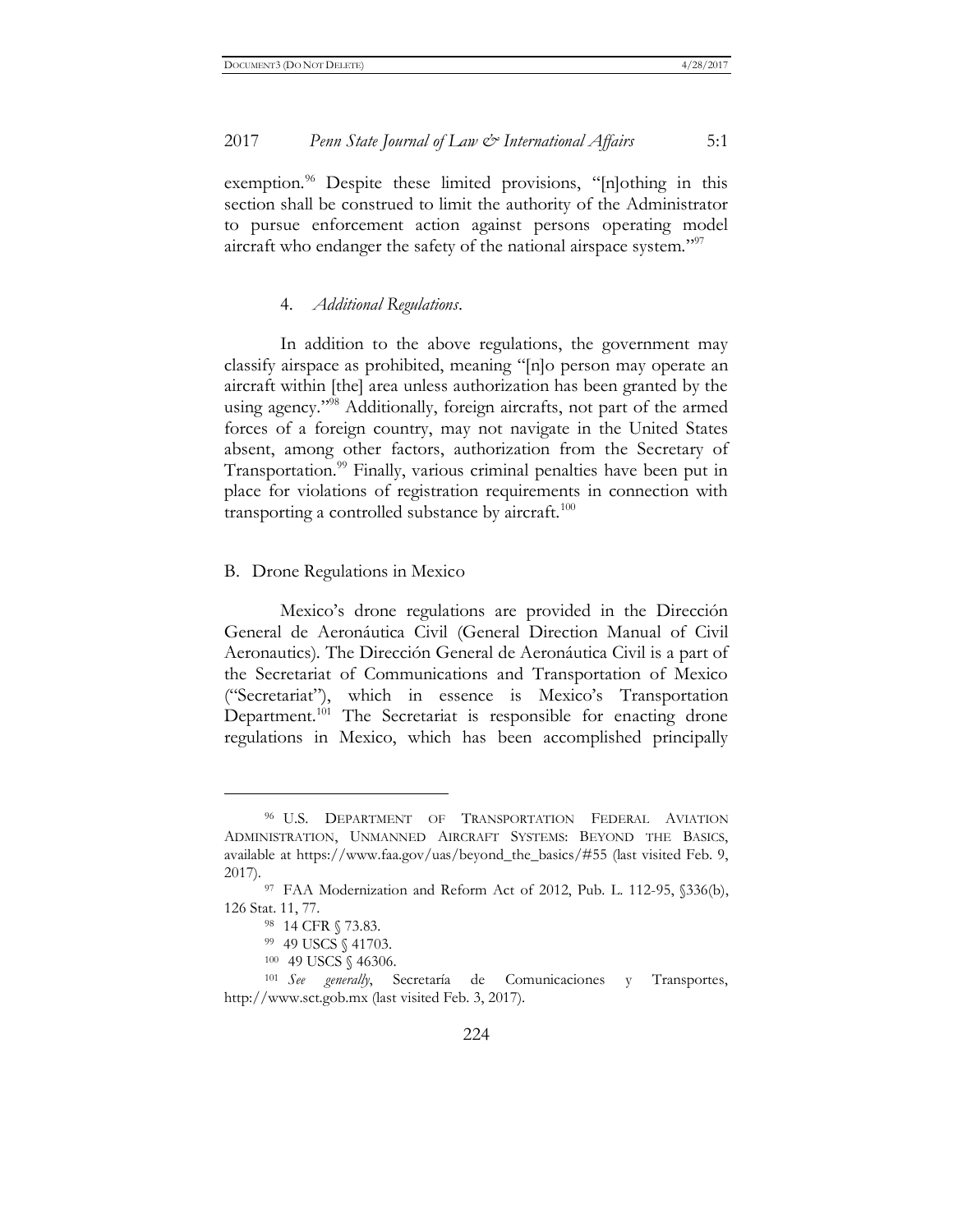exemption.[96] Despite these limited provisions, "[n]othing in this section shall be construed to limit the authority of the Administrator to pursue enforcement action against persons operating model aircraft who endanger the safety of the national airspace system."[97]

#### 4. *Additional Regulations*.

In addition to the above regulations, the government may classify airspace as prohibited, meaning "[n]o person may operate an aircraft within [the] area unless authorization has been granted by the using agency."[98] Additionally, foreign aircrafts, not part of the armed forces of a foreign country, may not navigate in the United States absent, among other factors, authorization from the Secretary of Transportation.[99] Finally, various criminal penalties have been put in place for violations of registration requirements in connection with transporting a controlled substance by aircraft.[100]

### B. Drone Regulations in Mexico

Mexico's drone regulations are provided in the Dirección General de Aeronáutica Civil (General Direction Manual of Civil Aeronautics). The Dirección General de Aeronáutica Civil is a part of the Secretariat of Communications and Transportation of Mexico ("Secretariat"), which in essence is Mexico's Transportation Department.[101] The Secretariat is responsible for enacting drone regulations in Mexico, which has been accomplished principally

---

[96] U.S. DEPARTMENT OF TRANSPORTATION FEDERAL AVIATION ADMINISTRATION, UNMANNED AIRCRAFT SYSTEMS: BEYOND THE BASICS, available at https://www.faa.gov/uas/beyond_the_basics/#55 (last visited Feb. 9, 2017).

[97] FAA Modernization and Reform Act of 2012, Pub. L. 112-95, §336(b), 126 Stat. 11, 77.

[98] 14 CFR § 73.83.

[99] 49 USCS § 41703.

[100] 49 USCS § 46306.

[101] *See generally*, Secretaría de Comunicaciones y Transportes, http://www.sct.gob.mx (last visited Feb. 3, 2017).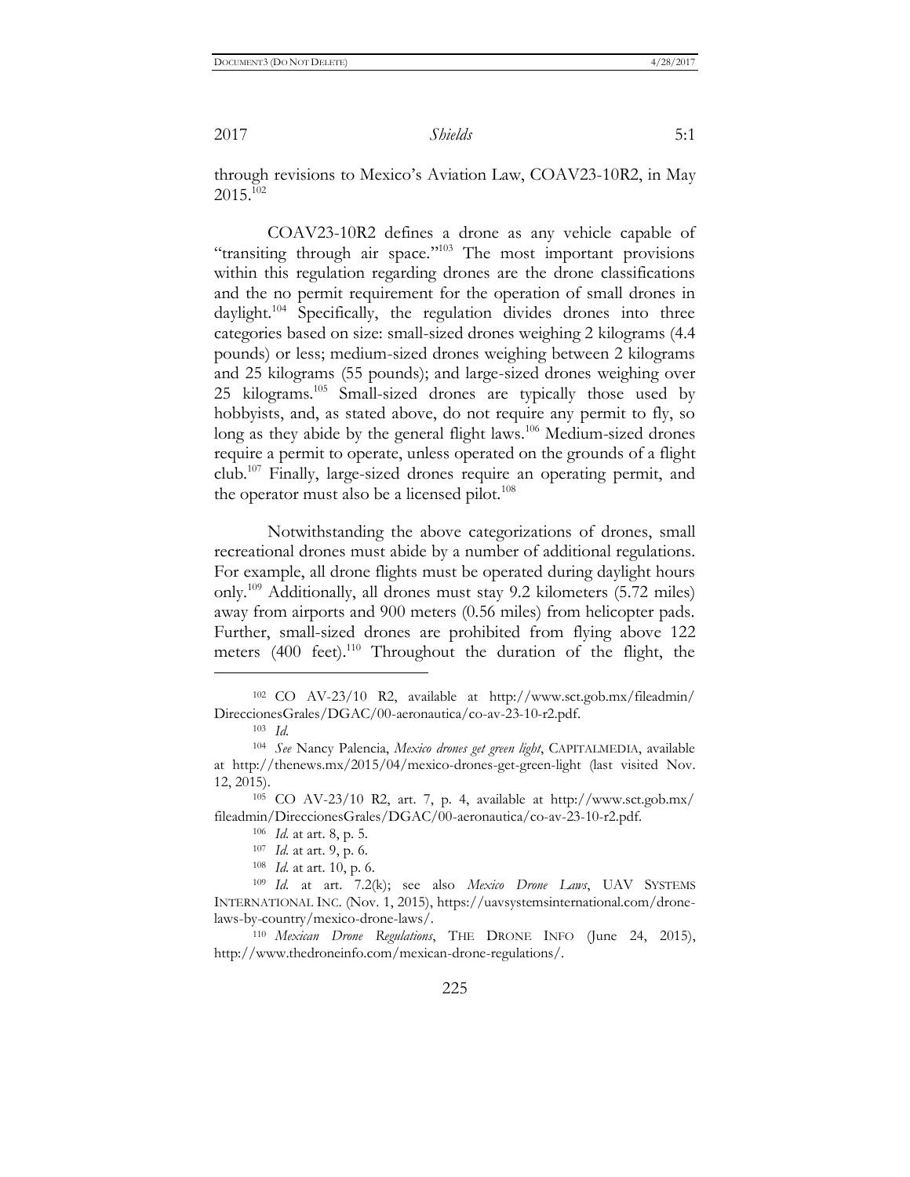through revisions to Mexico's Aviation Law, COAV23-10R2, in May 2015.[102]

COAV23-10R2 defines a drone as any vehicle capable of "transiting through air space."[103] The most important provisions within this regulation regarding drones are the drone classifications and the no permit requirement for the operation of small drones in daylight.[104] Specifically, the regulation divides drones into three categories based on size: small-sized drones weighing 2 kilograms (4.4 pounds) or less; medium-sized drones weighing between 2 kilograms and 25 kilograms (55 pounds); and large-sized drones weighing over 25 kilograms.[105] Small-sized drones are typically those used by hobbyists, and, as stated above, do not require any permit to fly, so long as they abide by the general flight laws.[106] Medium-sized drones require a permit to operate, unless operated on the grounds of a flight club.[107] Finally, large-sized drones require an operating permit, and the operator must also be a licensed pilot.[108]

Notwithstanding the above categorizations of drones, small recreational drones must abide by a number of additional regulations. For example, all drone flights must be operated during daylight hours only.[109] Additionally, all drones must stay 9.2 kilometers (5.72 miles) away from airports and 900 meters (0.56 miles) from helicopter pads. Further, small-sized drones are prohibited from flying above 122 meters (400 feet).[110] Throughout the duration of the flight, the

---

[102] CO AV-23/10 R2, available at http://www.sct.gob.mx/fileadmin/DireccionesGrales/DGAC/00-aeronautica/co-av-23-10-r2.pdf.

[103] *Id.*

[104] *See* Nancy Palencia, *Mexico drones get green light*, CAPITALMEDIA, available at http://thenews.mx/2015/04/mexico-drones-get-green-light (last visited Nov. 12, 2015).

[105] CO AV-23/10 R2, art. 7, p. 4, available at http://www.sct.gob.mx/fileadmin/DireccionesGrales/DGAC/00-aeronautica/co-av-23-10-r2.pdf.

[106] *Id.* at art. 8, p. 5.

[107] *Id.* at art. 9, p. 6.

[108] *Id.* at art. 10, p. 6.

[109] *Id.* at art. 7.2(k); see also *Mexico Drone Laws*, UAV SYSTEMS INTERNATIONAL INC. (Nov. 1, 2015), https://uavsystemsinternational.com/drone-laws-by-country/mexico-drone-laws/.

[110] *Mexican Drone Regulations*, THE DRONE INFO (June 24, 2015), http://www.thedroneinfo.com/mexican-drone-regulations/.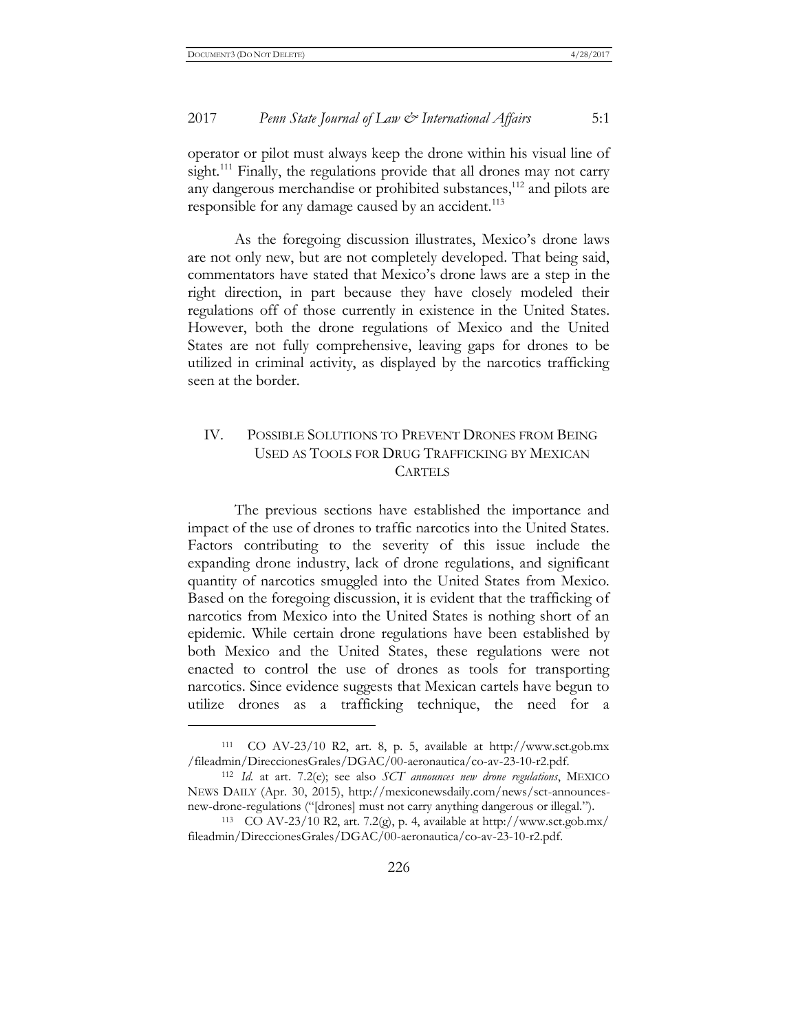operator or pilot must always keep the drone within his visual line of sight.[111] Finally, the regulations provide that all drones may not carry any dangerous merchandise or prohibited substances,[112] and pilots are responsible for any damage caused by an accident.[113]

As the foregoing discussion illustrates, Mexico's drone laws are not only new, but are not completely developed. That being said, commentators have stated that Mexico's drone laws are a step in the right direction, in part because they have closely modeled their regulations off of those currently in existence in the United States. However, both the drone regulations of Mexico and the United States are not fully comprehensive, leaving gaps for drones to be utilized in criminal activity, as displayed by the narcotics trafficking seen at the border.

## IV. Possible Solutions to Prevent Drones from Being Used as Tools for Drug Trafficking by Mexican Cartels

The previous sections have established the importance and impact of the use of drones to traffic narcotics into the United States. Factors contributing to the severity of this issue include the expanding drone industry, lack of drone regulations, and significant quantity of narcotics smuggled into the United States from Mexico. Based on the foregoing discussion, it is evident that the trafficking of narcotics from Mexico into the United States is nothing short of an epidemic. While certain drone regulations have been established by both Mexico and the United States, these regulations were not enacted to control the use of drones as tools for transporting narcotics. Since evidence suggests that Mexican cartels have begun to utilize drones as a trafficking technique, the need for a

---

[111] CO AV-23/10 R2, art. 8, p. 5, available at http://www.sct.gob.mx/fileadmin/DireccionesGrales/DGAC/00-aeronautica/co-av-23-10-r2.pdf.

[112] *Id.* at art. 7.2(e); see also *SCT announces new drone regulations*, MEXICO NEWS DAILY (Apr. 30, 2015), http://mexiconewsdaily.com/news/sct-announces-new-drone-regulations ("[drones] must not carry anything dangerous or illegal.").

[113] CO AV-23/10 R2, art. 7.2(g), p. 4, available at http://www.sct.gob.mx/fileadmin/DireccionesGrales/DGAC/00-aeronautica/co-av-23-10-r2.pdf.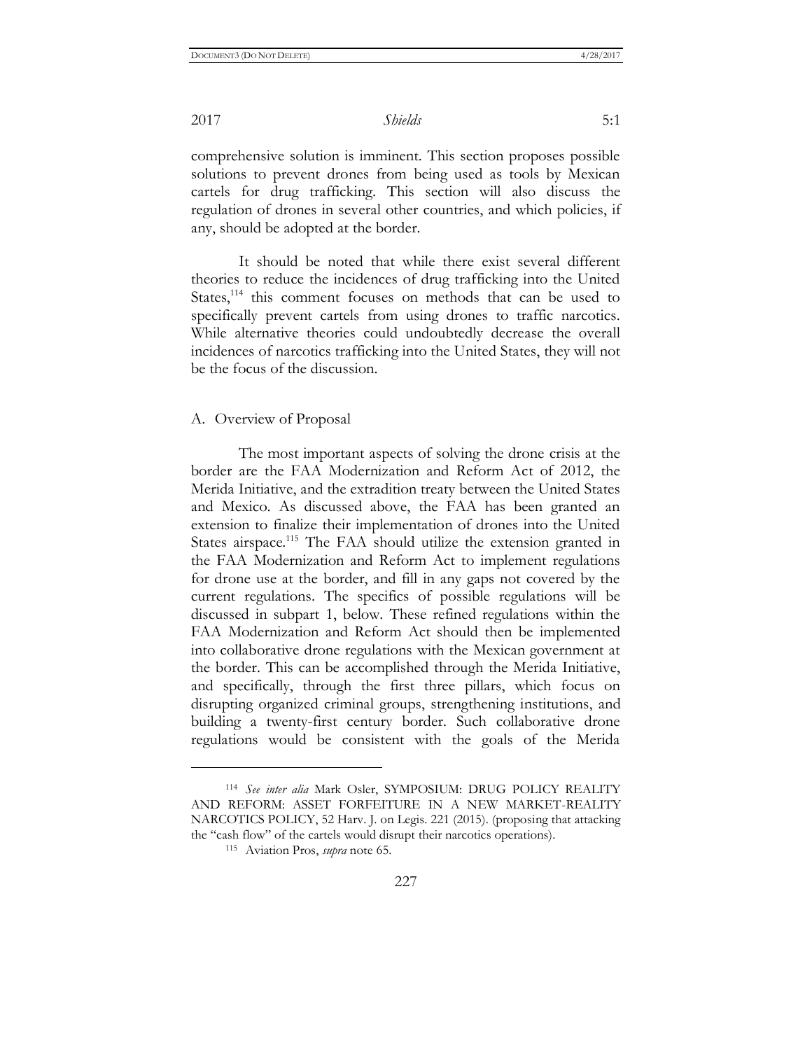comprehensive solution is imminent. This section proposes possible solutions to prevent drones from being used as tools by Mexican cartels for drug trafficking. This section will also discuss the regulation of drones in several other countries, and which policies, if any, should be adopted at the border.

It should be noted that while there exist several different theories to reduce the incidences of drug trafficking into the United States,[114] this comment focuses on methods that can be used to specifically prevent cartels from using drones to traffic narcotics. While alternative theories could undoubtedly decrease the overall incidences of narcotics trafficking into the United States, they will not be the focus of the discussion.

### A. Overview of Proposal

The most important aspects of solving the drone crisis at the border are the FAA Modernization and Reform Act of 2012, the Merida Initiative, and the extradition treaty between the United States and Mexico. As discussed above, the FAA has been granted an extension to finalize their implementation of drones into the United States airspace.[115] The FAA should utilize the extension granted in the FAA Modernization and Reform Act to implement regulations for drone use at the border, and fill in any gaps not covered by the current regulations. The specifics of possible regulations will be discussed in subpart 1, below. These refined regulations within the FAA Modernization and Reform Act should then be implemented into collaborative drone regulations with the Mexican government at the border. This can be accomplished through the Merida Initiative, and specifically, through the first three pillars, which focus on disrupting organized criminal groups, strengthening institutions, and building a twenty-first century border. Such collaborative drone regulations would be consistent with the goals of the Merida

---

[114] *See inter alia* Mark Osler, SYMPOSIUM: DRUG POLICY REALITY AND REFORM: ASSET FORFEITURE IN A NEW MARKET-REALITY NARCOTICS POLICY, 52 Harv. J. on Legis. 221 (2015). (proposing that attacking the "cash flow" of the cartels would disrupt their narcotics operations).

[115] Aviation Pros, *supra* note 65.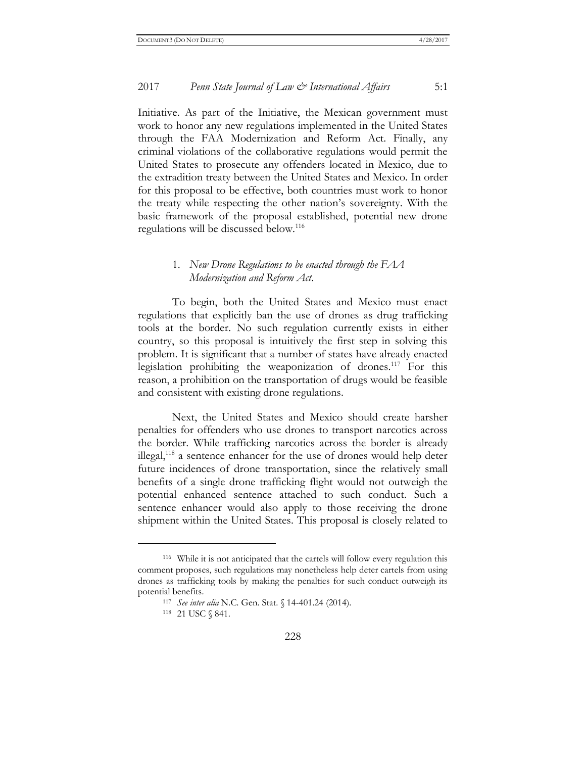Initiative. As part of the Initiative, the Mexican government must work to honor any new regulations implemented in the United States through the FAA Modernization and Reform Act. Finally, any criminal violations of the collaborative regulations would permit the United States to prosecute any offenders located in Mexico, due to the extradition treaty between the United States and Mexico. In order for this proposal to be effective, both countries must work to honor the treaty while respecting the other nation's sovereignty. With the basic framework of the proposal established, potential new drone regulations will be discussed below.[116]

### 1. *New Drone Regulations to be enacted through the FAA Modernization and Reform Act.*

To begin, both the United States and Mexico must enact regulations that explicitly ban the use of drones as drug trafficking tools at the border. No such regulation currently exists in either country, so this proposal is intuitively the first step in solving this problem. It is significant that a number of states have already enacted legislation prohibiting the weaponization of drones.[117] For this reason, a prohibition on the transportation of drugs would be feasible and consistent with existing drone regulations.

Next, the United States and Mexico should create harsher penalties for offenders who use drones to transport narcotics across the border. While trafficking narcotics across the border is already illegal,[118] a sentence enhancer for the use of drones would help deter future incidences of drone transportation, since the relatively small benefits of a single drone trafficking flight would not outweigh the potential enhanced sentence attached to such conduct. Such a sentence enhancer would also apply to those receiving the drone shipment within the United States. This proposal is closely related to

---

[116] While it is not anticipated that the cartels will follow every regulation this comment proposes, such regulations may nonetheless help deter cartels from using drones as trafficking tools by making the penalties for such conduct outweigh its potential benefits.

[117] *See inter alia* N.C. Gen. Stat. § 14-401.24 (2014).

[118] 21 USC § 841.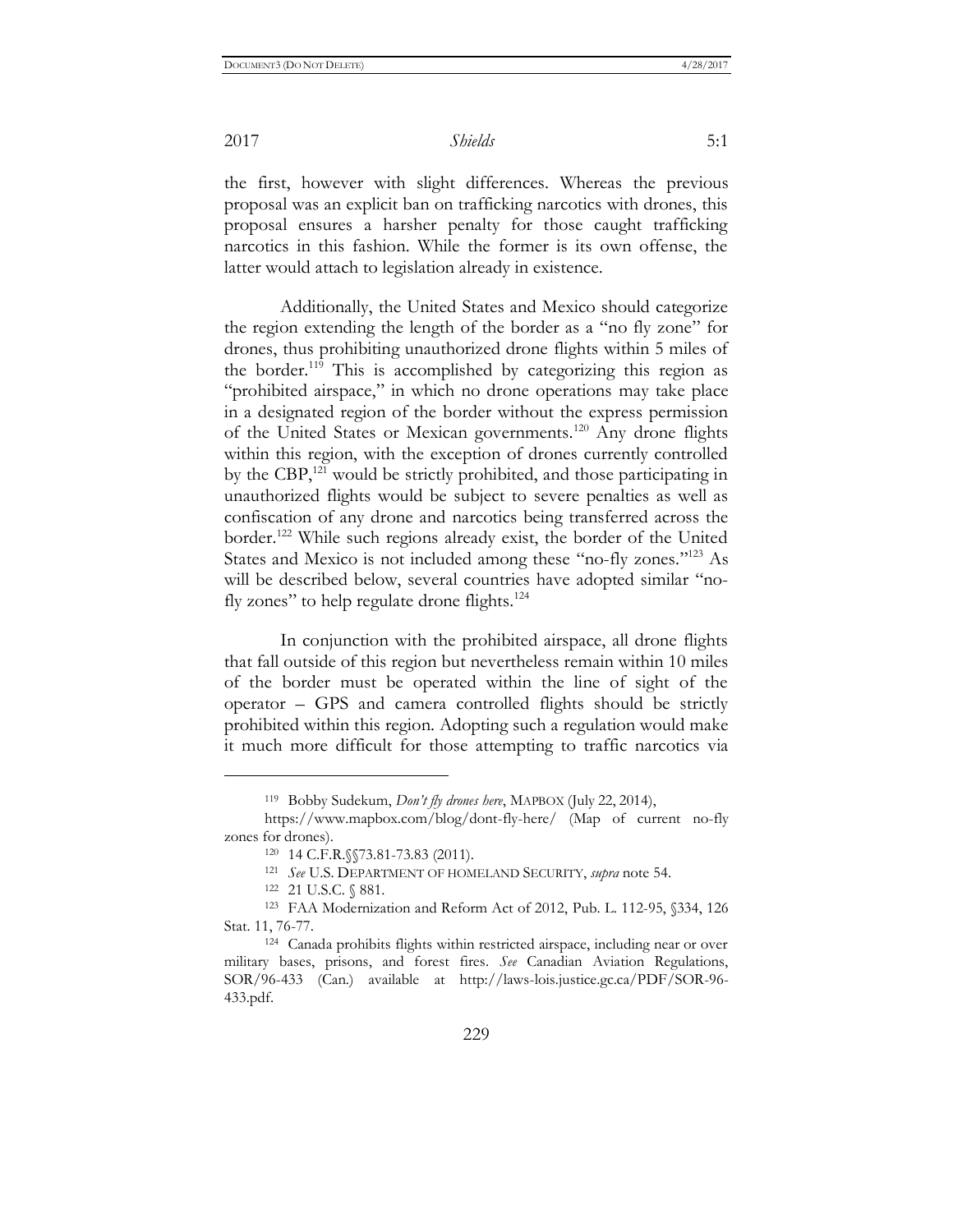the first, however with slight differences. Whereas the previous proposal was an explicit ban on trafficking narcotics with drones, this proposal ensures a harsher penalty for those caught trafficking narcotics in this fashion. While the former is its own offense, the latter would attach to legislation already in existence.

Additionally, the United States and Mexico should categorize the region extending the length of the border as a "no fly zone" for drones, thus prohibiting unauthorized drone flights within 5 miles of the border.[119] This is accomplished by categorizing this region as "prohibited airspace," in which no drone operations may take place in a designated region of the border without the express permission of the United States or Mexican governments.[120] Any drone flights within this region, with the exception of drones currently controlled by the CBP,[121] would be strictly prohibited, and those participating in unauthorized flights would be subject to severe penalties as well as confiscation of any drone and narcotics being transferred across the border.[122] While such regions already exist, the border of the United States and Mexico is not included among these "no-fly zones."[123] As will be described below, several countries have adopted similar "no-fly zones" to help regulate drone flights.[124]

In conjunction with the prohibited airspace, all drone flights that fall outside of this region but nevertheless remain within 10 miles of the border must be operated within the line of sight of the operator – GPS and camera controlled flights should be strictly prohibited within this region. Adopting such a regulation would make it much more difficult for those attempting to traffic narcotics via

---

[119] Bobby Sudekum, *Don't fly drones here*, MAPBOX (July 22, 2014), https://www.mapbox.com/blog/dont-fly-here/ (Map of current no-fly zones for drones).

[120] 14 C.F.R.§§73.81-73.83 (2011).

[121] *See* U.S. DEPARTMENT OF HOMELAND SECURITY, *supra* note 54.

[122] 21 U.S.C. § 881.

[123] FAA Modernization and Reform Act of 2012, Pub. L. 112-95, §334, 126 Stat. 11, 76-77.

[124] Canada prohibits flights within restricted airspace, including near or over military bases, prisons, and forest fires. *See* Canadian Aviation Regulations, SOR/96-433 (Can.) available at http://laws-lois.justice.gc.ca/PDF/SOR-96-433.pdf.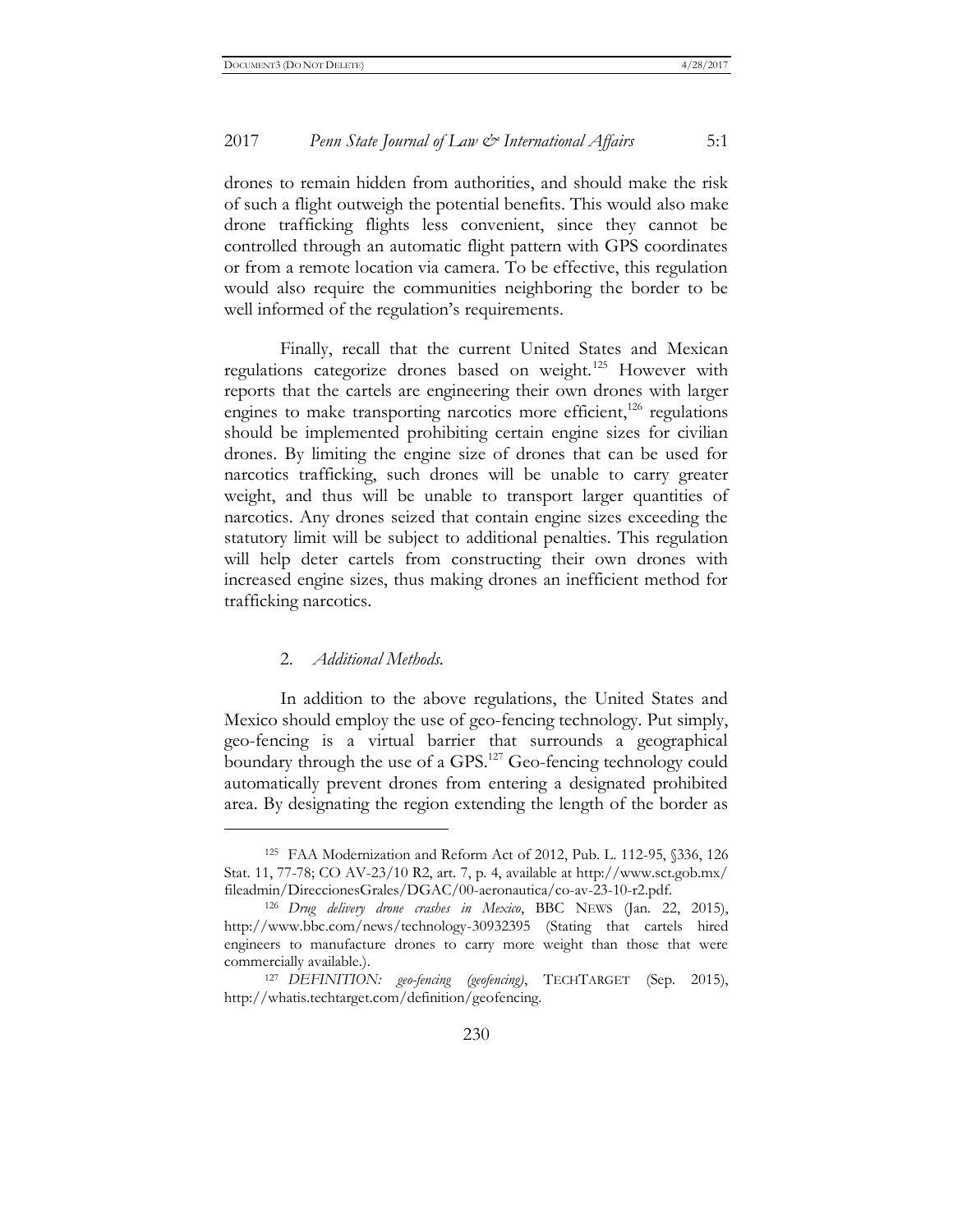drones to remain hidden from authorities, and should make the risk of such a flight outweigh the potential benefits. This would also make drone trafficking flights less convenient, since they cannot be controlled through an automatic flight pattern with GPS coordinates or from a remote location via camera. To be effective, this regulation would also require the communities neighboring the border to be well informed of the regulation's requirements.

Finally, recall that the current United States and Mexican regulations categorize drones based on weight.[125] However with reports that the cartels are engineering their own drones with larger engines to make transporting narcotics more efficient,[126] regulations should be implemented prohibiting certain engine sizes for civilian drones. By limiting the engine size of drones that can be used for narcotics trafficking, such drones will be unable to carry greater weight, and thus will be unable to transport larger quantities of narcotics. Any drones seized that contain engine sizes exceeding the statutory limit will be subject to additional penalties. This regulation will help deter cartels from constructing their own drones with increased engine sizes, thus making drones an inefficient method for trafficking narcotics.

### 2. *Additional Methods.*

In addition to the above regulations, the United States and Mexico should employ the use of geo-fencing technology. Put simply, geo-fencing is a virtual barrier that surrounds a geographical boundary through the use of a GPS.[127] Geo-fencing technology could automatically prevent drones from entering a designated prohibited area. By designating the region extending the length of the border as

---

[125] FAA Modernization and Reform Act of 2012, Pub. L. 112-95, §336, 126 Stat. 11, 77-78; CO AV-23/10 R2, art. 7, p. 4, available at http://www.sct.gob.mx/fileadmin/DireccionesGrales/DGAC/00-aeronautica/co-av-23-10-r2.pdf.

[126] *Drug delivery drone crashes in Mexico*, BBC NEWS (Jan. 22, 2015), http://www.bbc.com/news/technology-30932395 (Stating that cartels hired engineers to manufacture drones to carry more weight than those that were commercially available.).

[127] *DEFINITION: geo-fencing (geofencing)*, TECHTARGET (Sep. 2015), http://whatis.techtarget.com/definition/geofencing.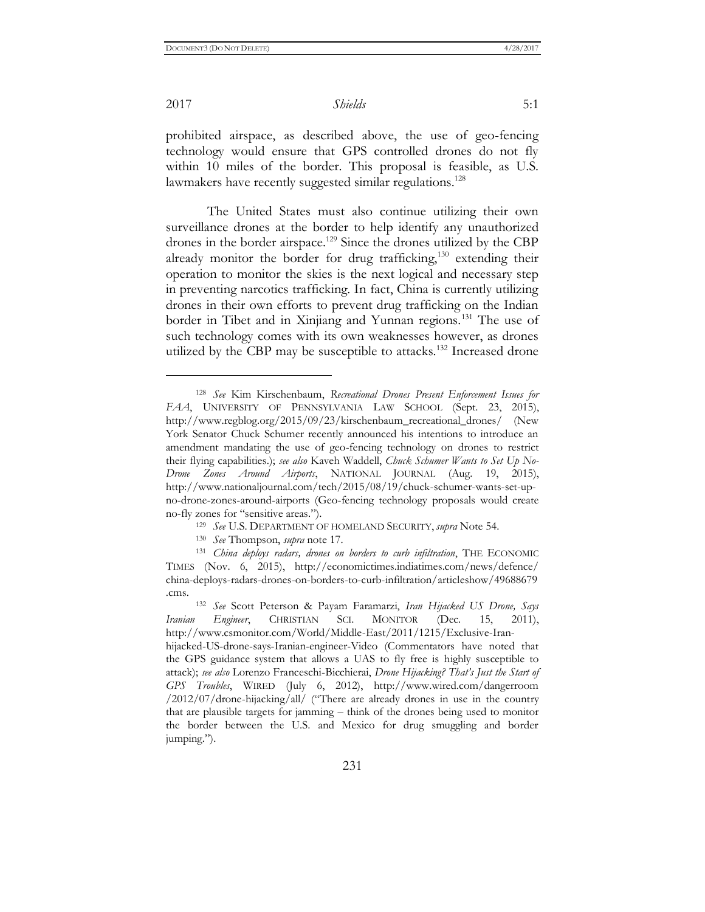prohibited airspace, as described above, the use of geo-fencing technology would ensure that GPS controlled drones do not fly within 10 miles of the border. This proposal is feasible, as U.S. lawmakers have recently suggested similar regulations.[128]

The United States must also continue utilizing their own surveillance drones at the border to help identify any unauthorized drones in the border airspace.[129] Since the drones utilized by the CBP already monitor the border for drug trafficking,[130] extending their operation to monitor the skies is the next logical and necessary step in preventing narcotics trafficking. In fact, China is currently utilizing drones in their own efforts to prevent drug trafficking on the Indian border in Tibet and in Xinjiang and Yunnan regions.[131] The use of such technology comes with its own weaknesses however, as drones utilized by the CBP may be susceptible to attacks.[132] Increased drone

---

[128] *See* Kim Kirschenbaum, *Recreational Drones Present Enforcement Issues for FAA*, UNIVERSITY OF PENNSYLVANIA LAW SCHOOL (Sept. 23, 2015), http://www.regblog.org/2015/09/23/kirschenbaum_recreational_drones/ (New York Senator Chuck Schumer recently announced his intentions to introduce an amendment mandating the use of geo-fencing technology on drones to restrict their flying capabilities.); *see also* Kaveh Waddell, *Chuck Schumer Wants to Set Up No-Drone Zones Around Airports*, NATIONAL JOURNAL (Aug. 19, 2015), http://www.nationaljournal.com/tech/2015/08/19/chuck-schumer-wants-set-up-no-drone-zones-around-airports (Geo-fencing technology proposals would create no-fly zones for "sensitive areas.").

[129] *See* U.S. DEPARTMENT OF HOMELAND SECURITY, *supra* Note 54.

[130] *See* Thompson, *supra* note 17.

[131] *China deploys radars, drones on borders to curb infiltration*, THE ECONOMIC TIMES (Nov. 6, 2015), http://economictimes.indiatimes.com/news/defence/china-deploys-radars-drones-on-borders-to-curb-infiltration/articleshow/49688679.cms.

[132] *See* Scott Peterson & Payam Faramarzi, *Iran Hijacked US Drone, Says Iranian Engineer*, CHRISTIAN SCI. MONITOR (Dec. 15, 2011), http://www.csmonitor.com/World/Middle-East/2011/1215/Exclusive-Iran-hijacked-US-drone-says-Iranian-engineer-Video (Commentators have noted that the GPS guidance system that allows a UAS to fly free is highly susceptible to attack); *see also* Lorenzo Franceschi-Bicchierai, *Drone Hijacking? That's Just the Start of GPS Troubles*, WIRED (July 6, 2012), http://www.wired.com/dangerroom/2012/07/drone-hijacking/all/ ("There are already drones in use in the country that are plausible targets for jamming – think of the drones being used to monitor the border between the U.S. and Mexico for drug smuggling and border jumping.").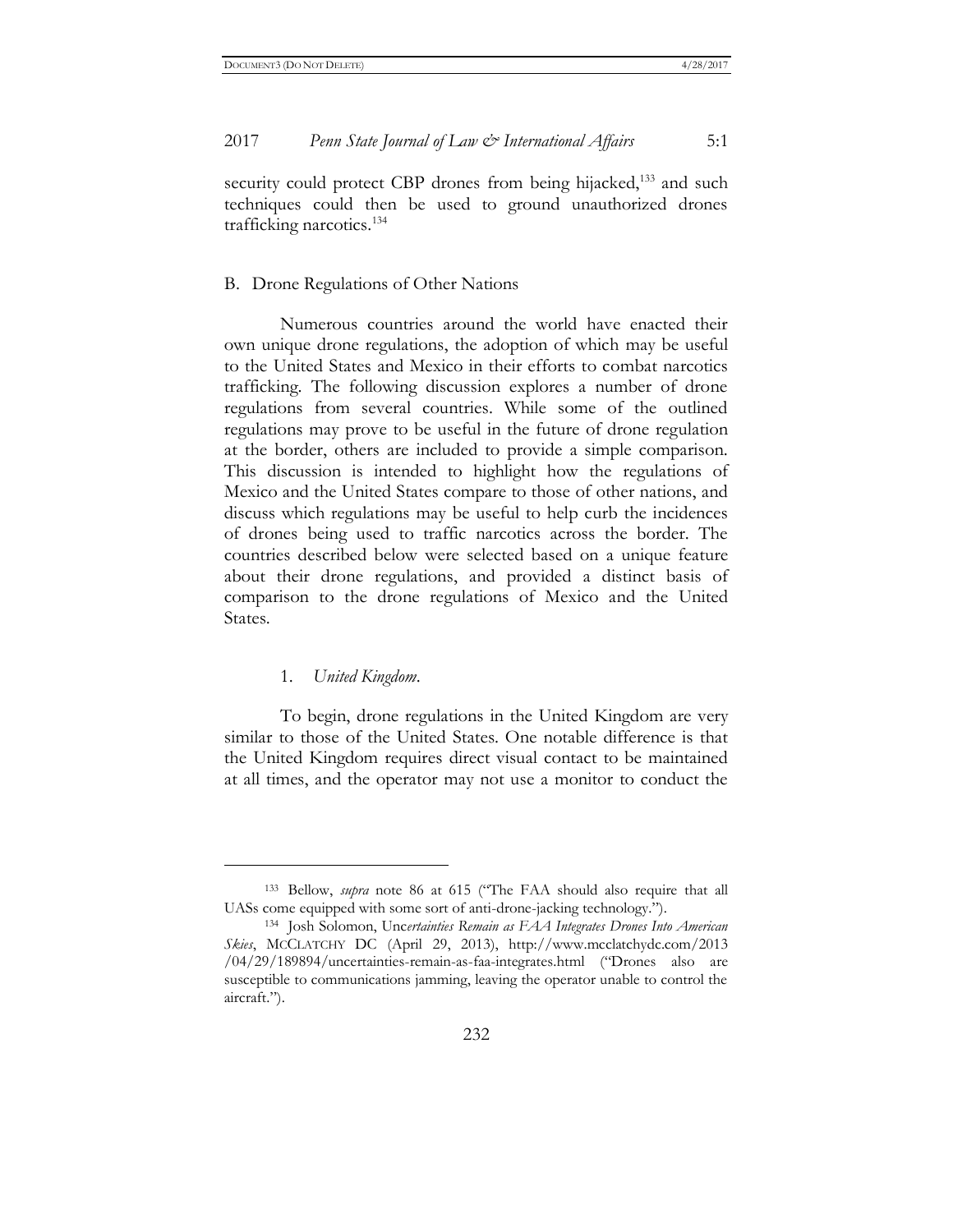security could protect CBP drones from being hijacked,[133] and such techniques could then be used to ground unauthorized drones trafficking narcotics.[134]

## B. Drone Regulations of Other Nations

Numerous countries around the world have enacted their own unique drone regulations, the adoption of which may be useful to the United States and Mexico in their efforts to combat narcotics trafficking. The following discussion explores a number of drone regulations from several countries. While some of the outlined regulations may prove to be useful in the future of drone regulation at the border, others are included to provide a simple comparison. This discussion is intended to highlight how the regulations of Mexico and the United States compare to those of other nations, and discuss which regulations may be useful to help curb the incidences of drones being used to traffic narcotics across the border. The countries described below were selected based on a unique feature about their drone regulations, and provided a distinct basis of comparison to the drone regulations of Mexico and the United States.

### 1. *United Kingdom*.

To begin, drone regulations in the United Kingdom are very similar to those of the United States. One notable difference is that the United Kingdom requires direct visual contact to be maintained at all times, and the operator may not use a monitor to conduct the

---

[133] Bellow, *supra* note 86 at 615 ("The FAA should also require that all UASs come equipped with some sort of anti-drone-jacking technology.").

[134] Josh Solomon, *Uncertainties Remain as FAA Integrates Drones Into American Skies*, MCCLATCHY DC (April 29, 2013), http://www.mcclatchydc.com/2013/04/29/189894/uncertainties-remain-as-faa-integrates.html ("Drones also are susceptible to communications jamming, leaving the operator unable to control the aircraft.").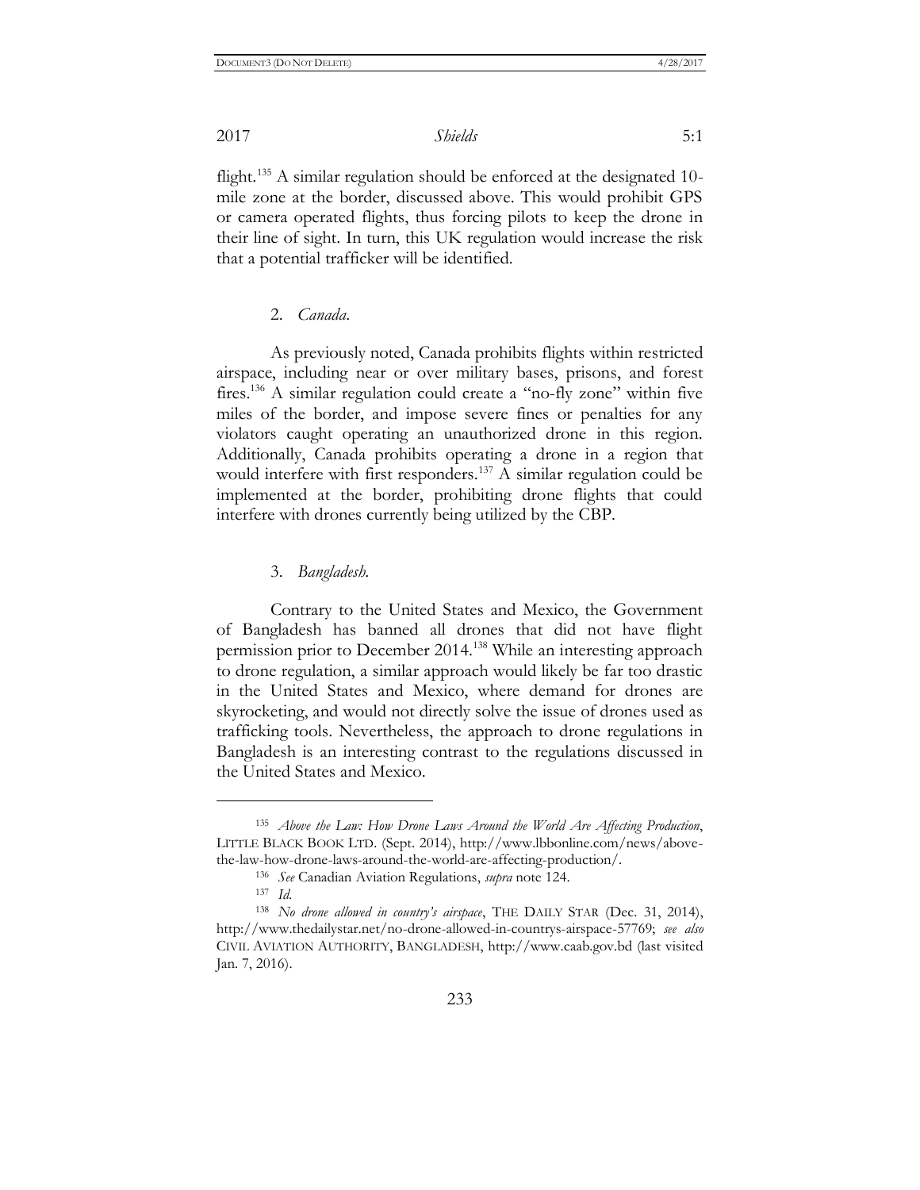flight.[135] A similar regulation should be enforced at the designated 10-mile zone at the border, discussed above. This would prohibit GPS or camera operated flights, thus forcing pilots to keep the drone in their line of sight. In turn, this UK regulation would increase the risk that a potential trafficker will be identified.

2. *Canada.*

As previously noted, Canada prohibits flights within restricted airspace, including near or over military bases, prisons, and forest fires.[136] A similar regulation could create a "no-fly zone" within five miles of the border, and impose severe fines or penalties for any violators caught operating an unauthorized drone in this region. Additionally, Canada prohibits operating a drone in a region that would interfere with first responders.[137] A similar regulation could be implemented at the border, prohibiting drone flights that could interfere with drones currently being utilized by the CBP.

3. *Bangladesh.*

Contrary to the United States and Mexico, the Government of Bangladesh has banned all drones that did not have flight permission prior to December 2014.[138] While an interesting approach to drone regulation, a similar approach would likely be far too drastic in the United States and Mexico, where demand for drones are skyrocketing, and would not directly solve the issue of drones used as trafficking tools. Nevertheless, the approach to drone regulations in Bangladesh is an interesting contrast to the regulations discussed in the United States and Mexico.

---

[135] *Above the Law: How Drone Laws Around the World Are Affecting Production*, LITTLE BLACK BOOK LTD. (Sept. 2014), http://www.lbbonline.com/news/above-the-law-how-drone-laws-around-the-world-are-affecting-production/.

[136] *See* Canadian Aviation Regulations, *supra* note 124.

[137] *Id.*

[138] *No drone allowed in country's airspace*, THE DAILY STAR (Dec. 31, 2014), http://www.thedailystar.net/no-drone-allowed-in-countrys-airspace-57769; *see also* CIVIL AVIATION AUTHORITY, BANGLADESH, http://www.caab.gov.bd (last visited Jan. 7, 2016).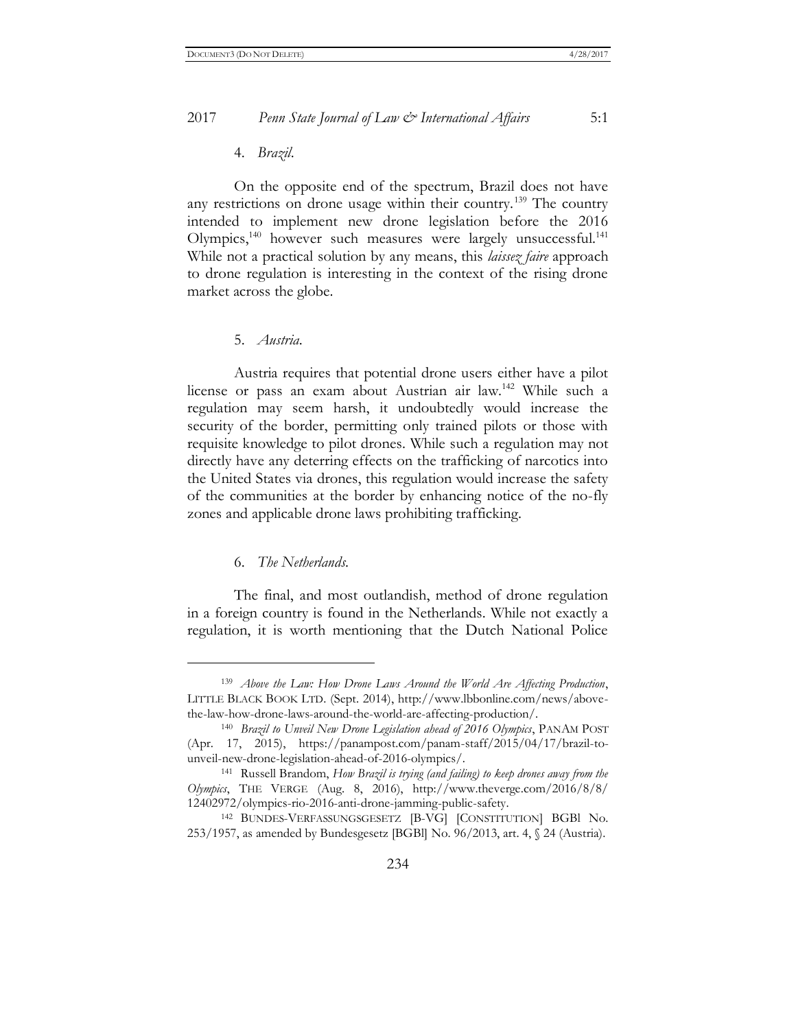4. *Brazil.*

On the opposite end of the spectrum, Brazil does not have any restrictions on drone usage within their country.[139] The country intended to implement new drone legislation before the 2016 Olympics,[140] however such measures were largely unsuccessful.[141] While not a practical solution by any means, this *laissez faire* approach to drone regulation is interesting in the context of the rising drone market across the globe.

5. *Austria.*

Austria requires that potential drone users either have a pilot license or pass an exam about Austrian air law.[142] While such a regulation may seem harsh, it undoubtedly would increase the security of the border, permitting only trained pilots or those with requisite knowledge to pilot drones. While such a regulation may not directly have any deterring effects on the trafficking of narcotics into the United States via drones, this regulation would increase the safety of the communities at the border by enhancing notice of the no-fly zones and applicable drone laws prohibiting trafficking.

6. *The Netherlands.*

The final, and most outlandish, method of drone regulation in a foreign country is found in the Netherlands. While not exactly a regulation, it is worth mentioning that the Dutch National Police

---

[139] *Above the Law: How Drone Laws Around the World Are Affecting Production*, LITTLE BLACK BOOK LTD. (Sept. 2014), http://www.lbbonline.com/news/above-the-law-how-drone-laws-around-the-world-are-affecting-production/.

[140] *Brazil to Unveil New Drone Legislation ahead of 2016 Olympics*, PANAM POST (Apr. 17, 2015), https://panampost.com/panam-staff/2015/04/17/brazil-to-unveil-new-drone-legislation-ahead-of-2016-olympics/.

[141] Russell Brandom, *How Brazil is trying (and failing) to keep drones away from the Olympics*, THE VERGE (Aug. 8, 2016), http://www.theverge.com/2016/8/8/12402972/olympics-rio-2016-anti-drone-jamming-public-safety.

[142] BUNDES-VERFASSUNGSGESETZ [B-VG] [CONSTITUTION] BGBl No. 253/1957, as amended by Bundesgesetz [BGBl] No. 96/2013, art. 4, § 24 (Austria).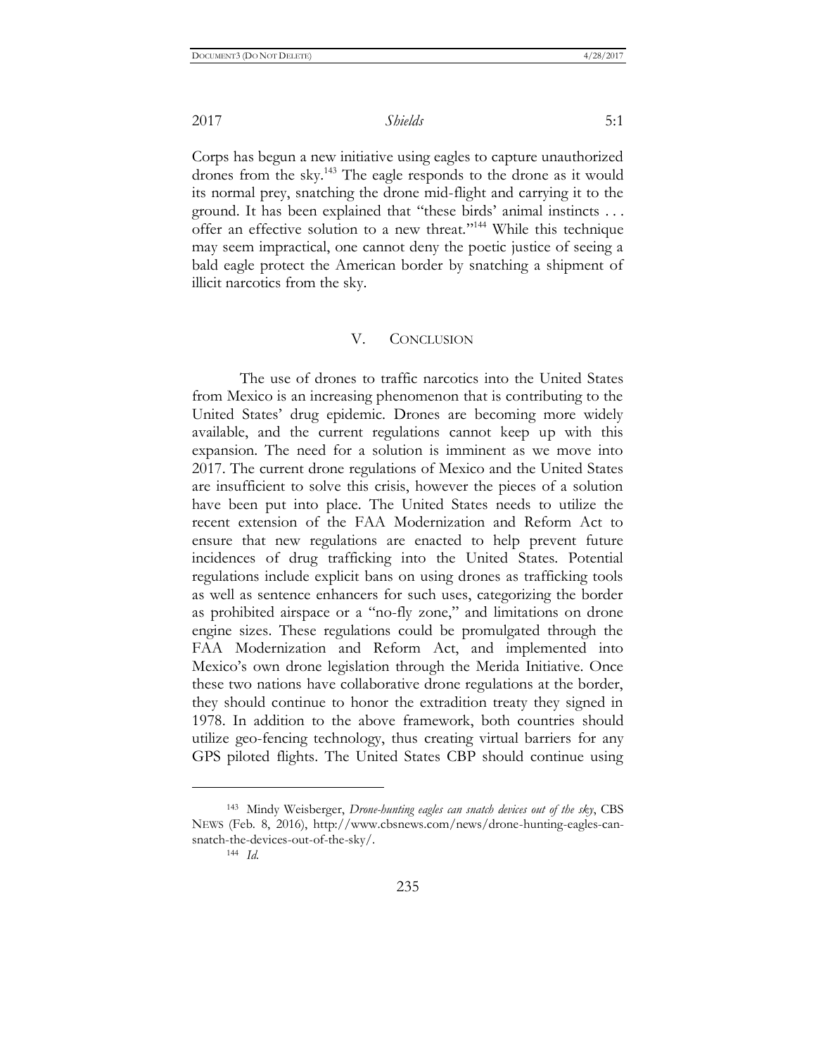Corps has begun a new initiative using eagles to capture unauthorized drones from the sky.[143] The eagle responds to the drone as it would its normal prey, snatching the drone mid-flight and carrying it to the ground. It has been explained that "these birds' animal instincts . . . offer an effective solution to a new threat."[144] While this technique may seem impractical, one cannot deny the poetic justice of seeing a bald eagle protect the American border by snatching a shipment of illicit narcotics from the sky.

## V. CONCLUSION

The use of drones to traffic narcotics into the United States from Mexico is an increasing phenomenon that is contributing to the United States' drug epidemic. Drones are becoming more widely available, and the current regulations cannot keep up with this expansion. The need for a solution is imminent as we move into 2017. The current drone regulations of Mexico and the United States are insufficient to solve this crisis, however the pieces of a solution have been put into place. The United States needs to utilize the recent extension of the FAA Modernization and Reform Act to ensure that new regulations are enacted to help prevent future incidences of drug trafficking into the United States. Potential regulations include explicit bans on using drones as trafficking tools as well as sentence enhancers for such uses, categorizing the border as prohibited airspace or a "no-fly zone," and limitations on drone engine sizes. These regulations could be promulgated through the FAA Modernization and Reform Act, and implemented into Mexico's own drone legislation through the Merida Initiative. Once these two nations have collaborative drone regulations at the border, they should continue to honor the extradition treaty they signed in 1978. In addition to the above framework, both countries should utilize geo-fencing technology, thus creating virtual barriers for any GPS piloted flights. The United States CBP should continue using

---

[143] Mindy Weisberger, *Drone-hunting eagles can snatch devices out of the sky*, CBS NEWS (Feb. 8, 2016), http://www.cbsnews.com/news/drone-hunting-eagles-can-snatch-the-devices-out-of-the-sky/.

[144] *Id.*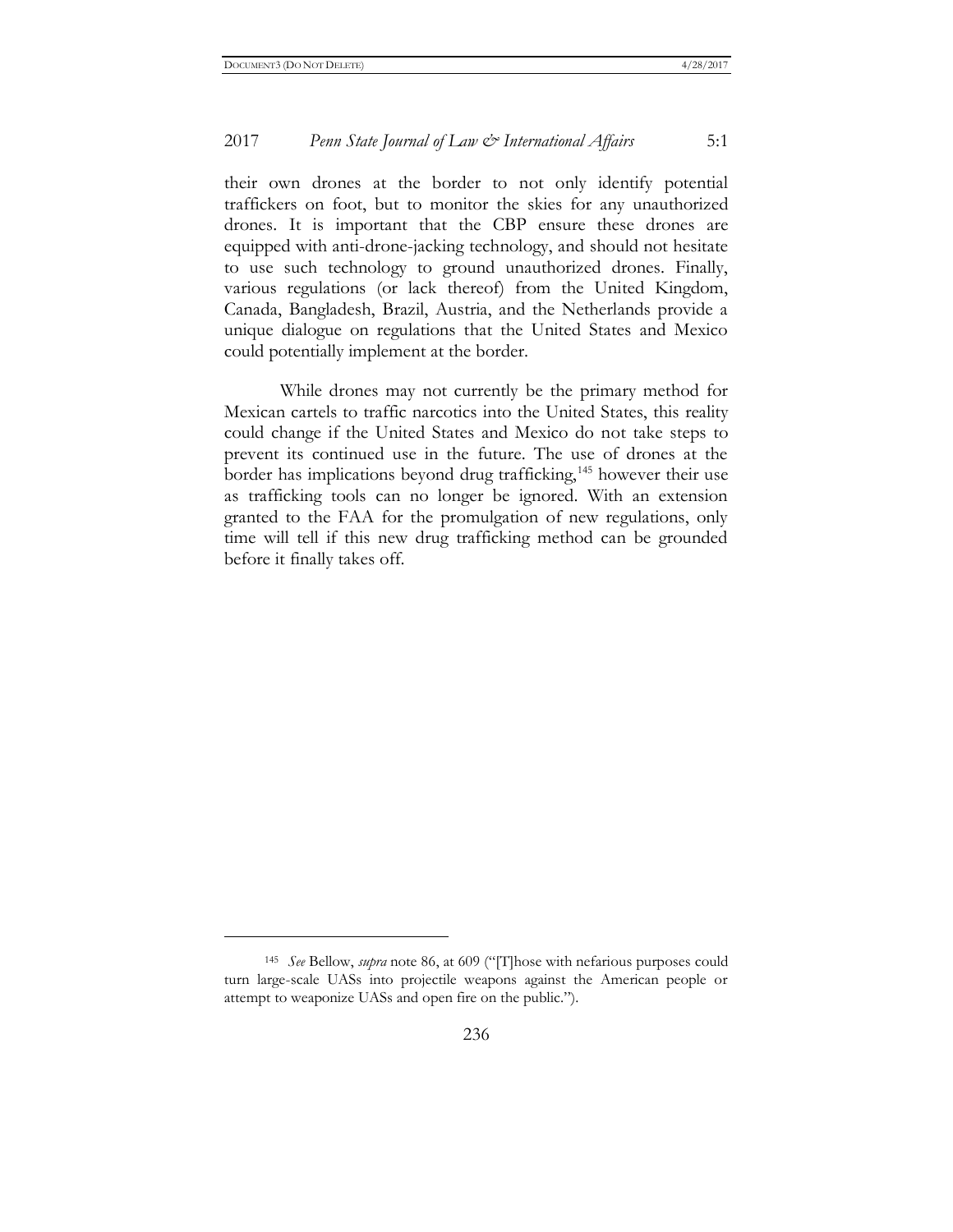their own drones at the border to not only identify potential traffickers on foot, but to monitor the skies for any unauthorized drones. It is important that the CBP ensure these drones are equipped with anti-drone-jacking technology, and should not hesitate to use such technology to ground unauthorized drones. Finally, various regulations (or lack thereof) from the United Kingdom, Canada, Bangladesh, Brazil, Austria, and the Netherlands provide a unique dialogue on regulations that the United States and Mexico could potentially implement at the border.

While drones may not currently be the primary method for Mexican cartels to traffic narcotics into the United States, this reality could change if the United States and Mexico do not take steps to prevent its continued use in the future. The use of drones at the border has implications beyond drug trafficking,[145] however their use as trafficking tools can no longer be ignored. With an extension granted to the FAA for the promulgation of new regulations, only time will tell if this new drug trafficking method can be grounded before it finally takes off.

---

[145] *See* Bellow, *supra* note 86, at 609 ("[T]hose with nefarious purposes could turn large-scale UASs into projectile weapons against the American people or attempt to weaponize UASs and open fire on the public.").